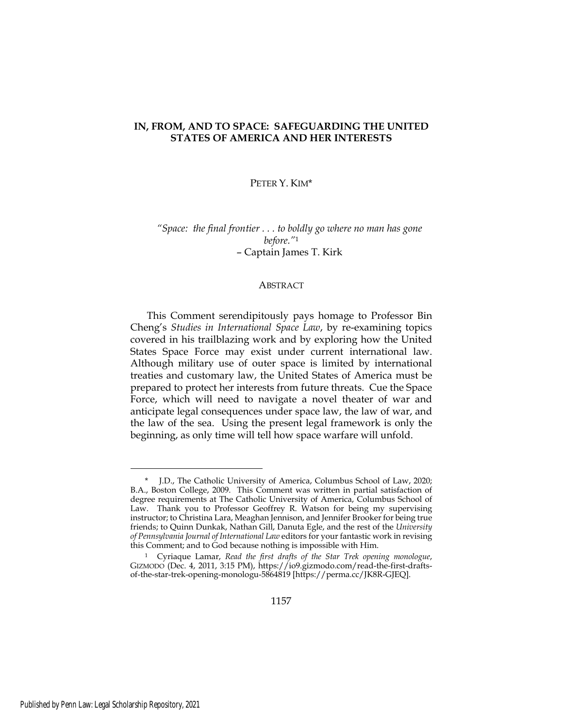# IN, FROM, AND TO SPACE: SAFEGUARDING THE UNITED STATES OF AMERICA AND HER INTERESTS

PETER Y. KIM*

> *"Space: the final frontier . . . to boldly go where no man has gone before."*[1]
> – Captain James T. Kirk

## ABSTRACT

This Comment serendipitously pays homage to Professor Bin Cheng's *Studies in International Space Law*, by re-examining topics covered in his trailblazing work and by exploring how the United States Space Force may exist under current international law. Although military use of outer space is limited by international treaties and customary law, the United States of America must be prepared to protect her interests from future threats. Cue the Space Force, which will need to navigate a novel theater of war and anticipate legal consequences under space law, the law of war, and the law of the sea. Using the present legal framework is only the beginning, as only time will tell how space warfare will unfold.

---

\* J.D., The Catholic University of America, Columbus School of Law, 2020; B.A., Boston College, 2009. This Comment was written in partial satisfaction of degree requirements at The Catholic University of America, Columbus School of Law. Thank you to Professor Geoffrey R. Watson for being my supervising instructor; to Christina Lara, Meaghan Jennison, and Jennifer Brooker for being true friends; to Quinn Dunkak, Nathan Gill, Danuta Egle, and the rest of the *University of Pennsylvania Journal of International Law* editors for your fantastic work in revising this Comment; and to God because nothing is impossible with Him.

[1] Cyriaque Lamar, *Read the first drafts of the Star Trek opening monologue*, GIZMODO (Dec. 4, 2011, 3:15 PM), https://io9.gizmodo.com/read-the-first-drafts-of-the-star-trek-opening-monologu-5864819 [https://perma.cc/JK8R-GJEQ].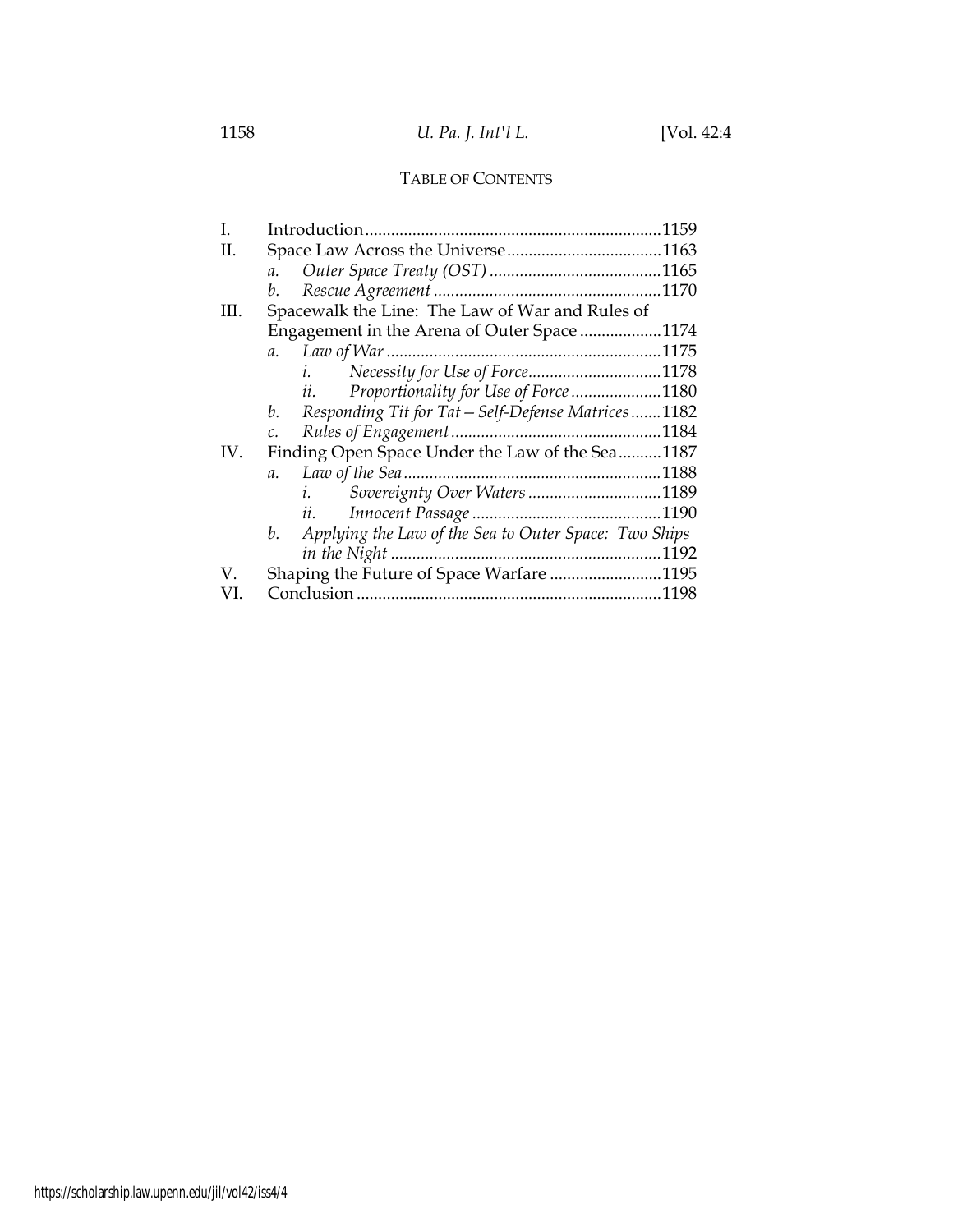TABLE OF CONTENTS

| | | |
|---|---|---|
| I. | Introduction | 1159 |
| II. | Space Law Across the Universe | 1163 |
| | *a. Outer Space Treaty (OST)* | 1165 |
| | *b. Rescue Agreement* | 1170 |
| III. | Spacewalk the Line: The Law of War and Rules of Engagement in the Arena of Outer Space | 1174 |
| | *a. Law of War* | 1175 |
| | *i. Necessity for Use of Force* | 1178 |
| | *ii. Proportionality for Use of Force* | 1180 |
| | *b. Responding Tit for Tat—Self-Defense Matrices* | 1182 |
| | *c. Rules of Engagement* | 1184 |
| IV. | Finding Open Space Under the Law of the Sea | 1187 |
| | *a. Law of the Sea* | 1188 |
| | *i. Sovereignty Over Waters* | 1189 |
| | *ii. Innocent Passage* | 1190 |
| | *b. Applying the Law of the Sea to Outer Space: Two Ships in the Night* | 1192 |
| V. | Shaping the Future of Space Warfare | 1195 |
| VI. | Conclusion | 1198 |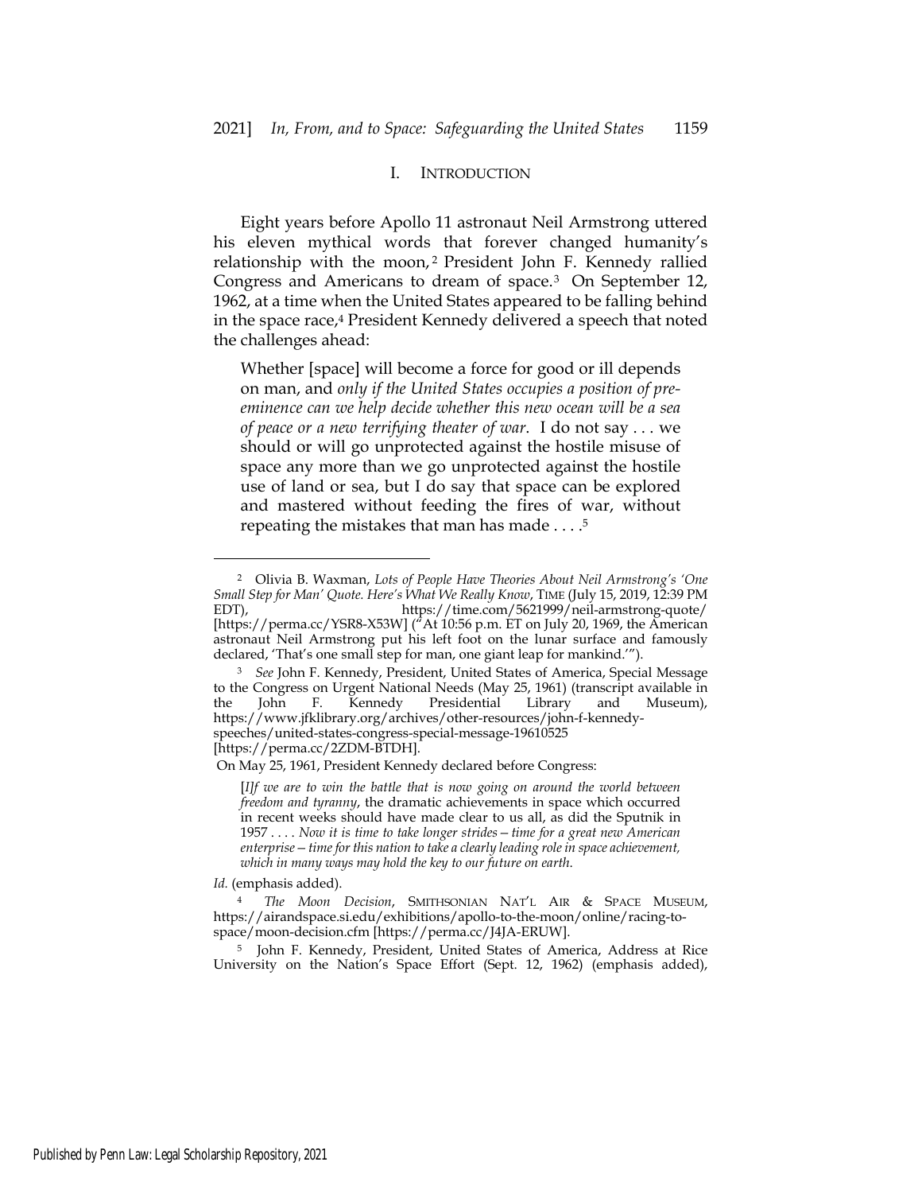## I. INTRODUCTION

Eight years before Apollo 11 astronaut Neil Armstrong uttered his eleven mythical words that forever changed humanity's relationship with the moon,[2] President John F. Kennedy rallied Congress and Americans to dream of space.[3] On September 12, 1962, at a time when the United States appeared to be falling behind in the space race,[4] President Kennedy delivered a speech that noted the challenges ahead:

> Whether [space] will become a force for good or ill depends on man, and *only if the United States occupies a position of pre-eminence can we help decide whether this new ocean will be a sea of peace or a new terrifying theater of war*. I do not say . . . we should or will go unprotected against the hostile misuse of space any more than we go unprotected against the hostile use of land or sea, but I do say that space can be explored and mastered without feeding the fires of war, without repeating the mistakes that man has made . . . .[5]

---

[2] Olivia B. Waxman, *Lots of People Have Theories About Neil Armstrong's 'One Small Step for Man' Quote. Here's What We Really Know*, TIME (July 15, 2019, 12:39 PM EDT), https://time.com/5621999/neil-armstrong-quote/ [https://perma.cc/YSR8-X53W] ("At 10:56 p.m. ET on July 20, 1969, the American astronaut Neil Armstrong put his left foot on the lunar surface and famously declared, 'That's one small step for man, one giant leap for mankind.'").

[3] *See* John F. Kennedy, President, United States of America, Special Message to the Congress on Urgent National Needs (May 25, 1961) (transcript available in the John F. Kennedy Presidential Library and Museum), https://www.jfklibrary.org/archives/other-resources/john-f-kennedy-speeches/united-states-congress-special-message-19610525 [https://perma.cc/2ZDM-BTDH].

On May 25, 1961, President Kennedy declared before Congress:

> [*I*]*f we are to win the battle that is now going on around the world between freedom and tyranny*, the dramatic achievements in space which occurred in recent weeks should have made clear to us all, as did the Sputnik in 1957 . . . . *Now it is time to take longer strides—time for a great new American enterprise—time for this nation to take a clearly leading role in space achievement, which in many ways may hold the key to our future on earth*.

*Id.* (emphasis added).

[4] *The Moon Decision*, SMITHSONIAN NAT'L AIR & SPACE MUSEUM, https://airandspace.si.edu/exhibitions/apollo-to-the-moon/online/racing-to-space/moon-decision.cfm [https://perma.cc/J4JA-ERUW].

[5] John F. Kennedy, President, United States of America, Address at Rice University on the Nation's Space Effort (Sept. 12, 1962) (emphasis added),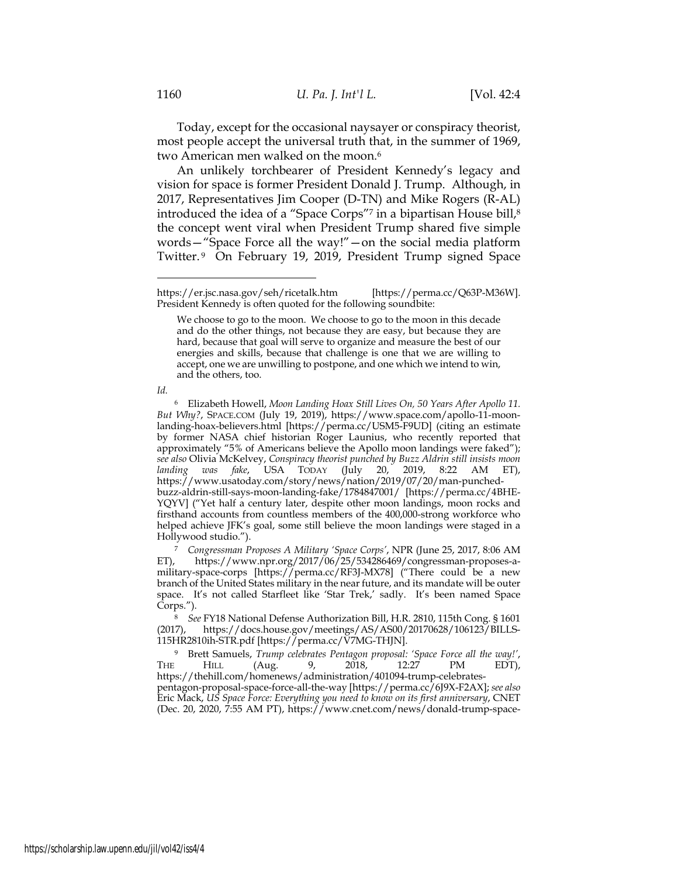Today, except for the occasional naysayer or conspiracy theorist, most people accept the universal truth that, in the summer of 1969, two American men walked on the moon.[6]

An unlikely torchbearer of President Kennedy's legacy and vision for space is former President Donald J. Trump. Although, in 2017, Representatives Jim Cooper (D-TN) and Mike Rogers (R-AL) introduced the idea of a "Space Corps"[7] in a bipartisan House bill,[8] the concept went viral when President Trump shared five simple words—"Space Force all the way!"—on the social media platform Twitter.[9] On February 19, 2019, President Trump signed Space

---

https://er.jsc.nasa.gov/seh/ricetalk.htm [https://perma.cc/Q63P-M36W]. President Kennedy is often quoted for the following soundbite:

> We choose to go to the moon. We choose to go to the moon in this decade and do the other things, not because they are easy, but because they are hard, because that goal will serve to organize and measure the best of our energies and skills, because that challenge is one that we are willing to accept, one we are unwilling to postpone, and one which we intend to win, and the others, too.

*Id.*

[6] Elizabeth Howell, *Moon Landing Hoax Still Lives On, 50 Years After Apollo 11. But Why?*, SPACE.COM (July 19, 2019), https://www.space.com/apollo-11-moon-landing-hoax-believers.html [https://perma.cc/USM5-F9UD] (citing an estimate by former NASA chief historian Roger Launius, who recently reported that approximately "5% of Americans believe the Apollo moon landings were faked"); *see also* Olivia McKelvey, *Conspiracy theorist punched by Buzz Aldrin still insists moon landing was fake*, USA TODAY (July 20, 2019, 8:22 AM ET), https://www.usatoday.com/story/news/nation/2019/07/20/man-punched-buzz-aldrin-still-says-moon-landing-fake/1784847001/ [https://perma.cc/4BHE-YQYV] ("Yet half a century later, despite other moon landings, moon rocks and firsthand accounts from countless members of the 400,000-strong workforce who helped achieve JFK's goal, some still believe the moon landings were staged in a Hollywood studio.").

[7] *Congressman Proposes A Military 'Space Corps'*, NPR (June 25, 2017, 8:06 AM ET), https://www.npr.org/2017/06/25/534286469/congressman-proposes-a-military-space-corps [https://perma.cc/RF3J-MX78] ("There could be a new branch of the United States military in the near future, and its mandate will be outer space. It's not called Starfleet like 'Star Trek,' sadly. It's been named Space Corps.").

[8] *See* FY18 National Defense Authorization Bill, H.R. 2810, 115th Cong. § 1601 (2017), https://docs.house.gov/meetings/AS/AS00/20170628/106123/BILLS-115HR2810ih-STR.pdf [https://perma.cc/V7MG-THJN].

[9] Brett Samuels, *Trump celebrates Pentagon proposal: 'Space Force all the way!'*, THE HILL (Aug. 9, 2018, 12:27 PM EDT), https://thehill.com/homenews/administration/401094-trump-celebrates-pentagon-proposal-space-force-all-the-way [https://perma.cc/6J9X-F2AX]; *see also* Eric Mack, *US Space Force: Everything you need to know on its first anniversary*, CNET (Dec. 20, 2020, 7:55 AM PT), https://www.cnet.com/news/donald-trump-space-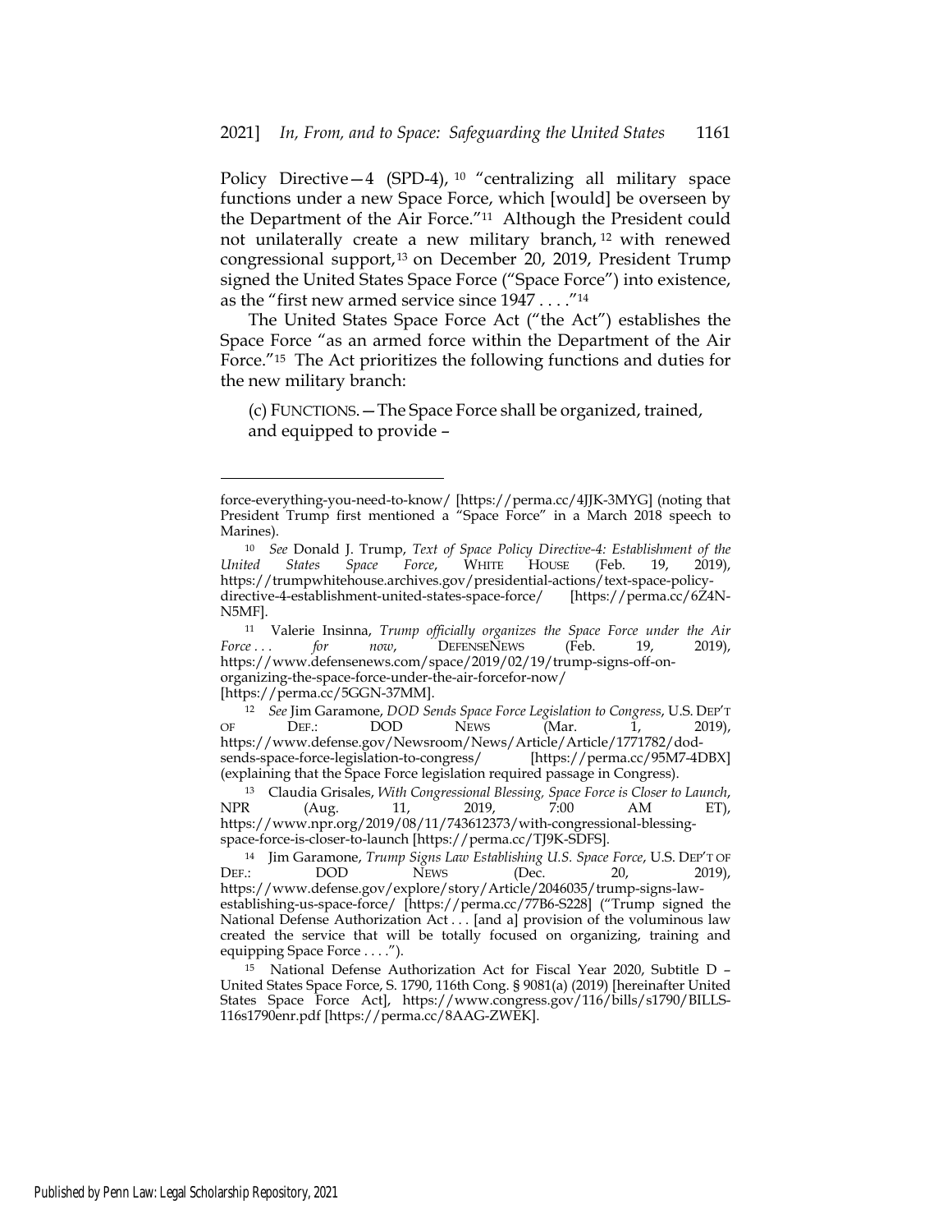Policy Directive—4 (SPD-4), [10] "centralizing all military space functions under a new Space Force, which [would] be overseen by the Department of the Air Force."[11] Although the President could not unilaterally create a new military branch, [12] with renewed congressional support, [13] on December 20, 2019, President Trump signed the United States Space Force ("Space Force") into existence, as the "first new armed service since 1947 . . . ."[14]

The United States Space Force Act ("the Act") establishes the Space Force "as an armed force within the Department of the Air Force."[15] The Act prioritizes the following functions and duties for the new military branch:

> (c) FUNCTIONS.—The Space Force shall be organized, trained, and equipped to provide –

---

force-everything-you-need-to-know/ [https://perma.cc/4JJK-3MYG] (noting that President Trump first mentioned a "Space Force" in a March 2018 speech to Marines).

[10] *See* Donald J. Trump, *Text of Space Policy Directive-4: Establishment of the United States Space Force*, WHITE HOUSE (Feb. 19, 2019), https://trumpwhitehouse.archives.gov/presidential-actions/text-space-policy-directive-4-establishment-united-states-space-force/ [https://perma.cc/6Z4N-N5MF].

[11] Valerie Insinna, *Trump officially organizes the Space Force under the Air Force . . . for now*, DEFENSENEWS (Feb. 19, 2019), https://www.defensenews.com/space/2019/02/19/trump-signs-off-on-organizing-the-space-force-under-the-air-forcefor-now/ [https://perma.cc/5GGN-37MM].

[12] *See* Jim Garamone, *DOD Sends Space Force Legislation to Congress*, U.S. DEP'T OF DEF.: DOD NEWS (Mar. 1, 2019), https://www.defense.gov/Newsroom/News/Article/Article/1771782/dod-sends-space-force-legislation-to-congress/ [https://perma.cc/95M7-4DBX] (explaining that the Space Force legislation required passage in Congress).

[13] Claudia Grisales, *With Congressional Blessing, Space Force is Closer to Launch*, NPR (Aug. 11, 2019, 7:00 AM ET), https://www.npr.org/2019/08/11/743612373/with-congressional-blessing-space-force-is-closer-to-launch [https://perma.cc/TJ9K-SDFS].

[14] Jim Garamone, *Trump Signs Law Establishing U.S. Space Force*, U.S. DEP'T OF DEF.: DOD NEWS (Dec. 20, 2019), https://www.defense.gov/explore/story/Article/2046035/trump-signs-law-establishing-us-space-force/ [https://perma.cc/77B6-S228] ("Trump signed the National Defense Authorization Act . . . [and a] provision of the voluminous law created the service that will be totally focused on organizing, training and equipping Space Force . . . .").

[15] National Defense Authorization Act for Fiscal Year 2020, Subtitle D – United States Space Force, S. 1790, 116th Cong. § 9081(a) (2019) [hereinafter United States Space Force Act], https://www.congress.gov/116/bills/s1790/BILLS-116s1790enr.pdf [https://perma.cc/8AAG-ZWEK].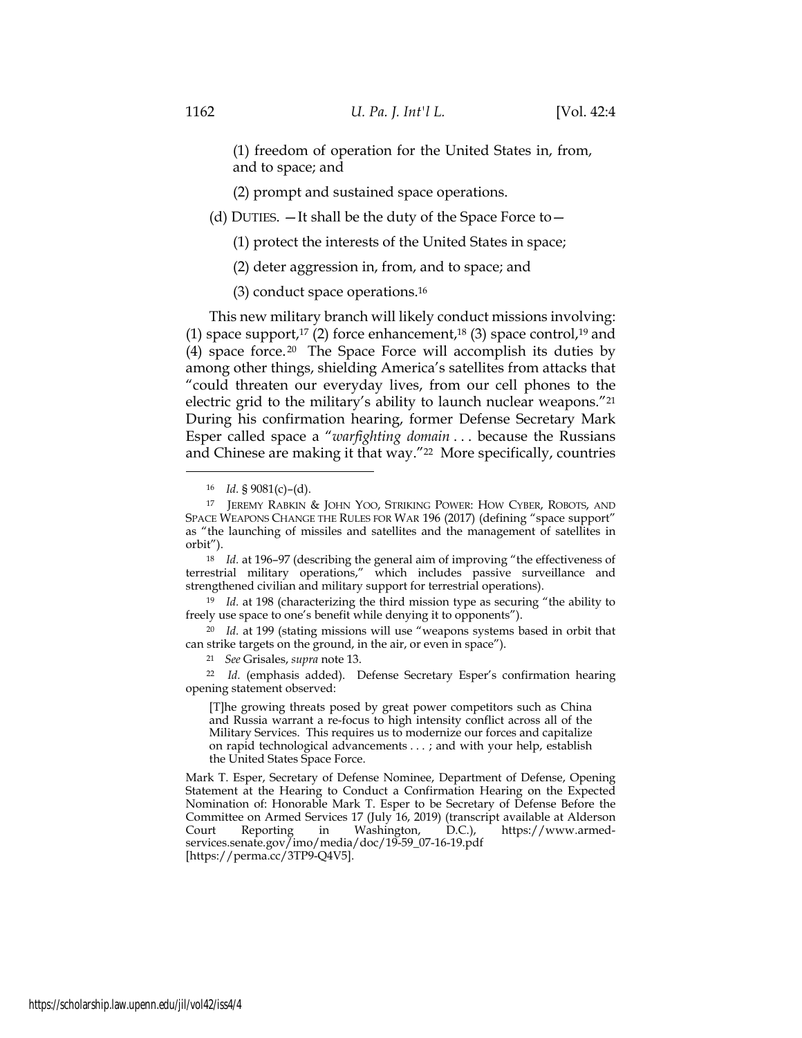(1) freedom of operation for the United States in, from, and to space; and

(2) prompt and sustained space operations.

(d) DUTIES. —It shall be the duty of the Space Force to—

(1) protect the interests of the United States in space;

(2) deter aggression in, from, and to space; and

(3) conduct space operations.[16]

This new military branch will likely conduct missions involving: (1) space support,[17] (2) force enhancement,[18] (3) space control,[19] and (4) space force.[20] The Space Force will accomplish its duties by among other things, shielding America's satellites from attacks that "could threaten our everyday lives, from our cell phones to the electric grid to the military's ability to launch nuclear weapons."[21] During his confirmation hearing, former Defense Secretary Mark Esper called space a "*warfighting domain* . . . because the Russians and Chinese are making it that way."[22] More specifically, countries

---

[16] *Id.* § 9081(c)–(d).

[17] JEREMY RABKIN & JOHN YOO, STRIKING POWER: HOW CYBER, ROBOTS, AND SPACE WEAPONS CHANGE THE RULES FOR WAR 196 (2017) (defining "space support" as "the launching of missiles and satellites and the management of satellites in orbit").

[18] *Id.* at 196–97 (describing the general aim of improving "the effectiveness of terrestrial military operations," which includes passive surveillance and strengthened civilian and military support for terrestrial operations).

[19] *Id.* at 198 (characterizing the third mission type as securing "the ability to freely use space to one's benefit while denying it to opponents").

[20] *Id.* at 199 (stating missions will use "weapons systems based in orbit that can strike targets on the ground, in the air, or even in space").

[21] *See* Grisales, *supra* note 13.

[22] *Id.* (emphasis added). Defense Secretary Esper's confirmation hearing opening statement observed:

> [T]he growing threats posed by great power competitors such as China and Russia warrant a re-focus to high intensity conflict across all of the Military Services. This requires us to modernize our forces and capitalize on rapid technological advancements . . . ; and with your help, establish the United States Space Force.

Mark T. Esper, Secretary of Defense Nominee, Department of Defense, Opening Statement at the Hearing to Conduct a Confirmation Hearing on the Expected Nomination of: Honorable Mark T. Esper to be Secretary of Defense Before the Committee on Armed Services 17 (July 16, 2019) (transcript available at Alderson Court Reporting in Washington, D.C.), https://www.armed-services.senate.gov/imo/media/doc/19-59_07-16-19.pdf [https://perma.cc/3TP9-Q4V5].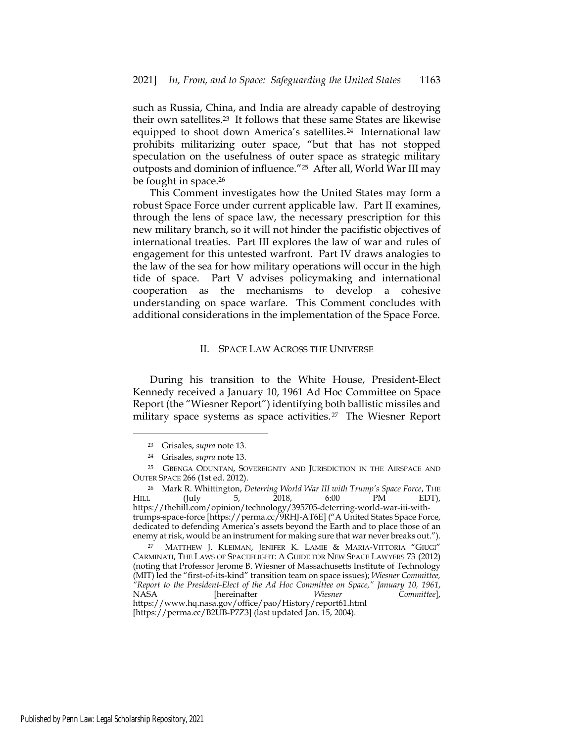such as Russia, China, and India are already capable of destroying their own satellites.[23] It follows that these same States are likewise equipped to shoot down America's satellites.[24] International law prohibits militarizing outer space, "but that has not stopped speculation on the usefulness of outer space as strategic military outposts and dominion of influence."[25] After all, World War III may be fought in space.[26]

This Comment investigates how the United States may form a robust Space Force under current applicable law. Part II examines, through the lens of space law, the necessary prescription for this new military branch, so it will not hinder the pacifistic objectives of international treaties. Part III explores the law of war and rules of engagement for this untested warfront. Part IV draws analogies to the law of the sea for how military operations will occur in the high tide of space. Part V advises policymaking and international cooperation as the mechanisms to develop a cohesive understanding on space warfare. This Comment concludes with additional considerations in the implementation of the Space Force.

## II. SPACE LAW ACROSS THE UNIVERSE

During his transition to the White House, President-Elect Kennedy received a January 10, 1961 Ad Hoc Committee on Space Report (the "Wiesner Report") identifying both ballistic missiles and military space systems as space activities.[27] The Wiesner Report

---

[23] Grisales, *supra* note 13.

[24] Grisales, *supra* note 13.

[25] GBENGA ODUNTAN, SOVEREIGNTY AND JURISDICTION IN THE AIRSPACE AND OUTER SPACE 266 (1st ed. 2012).

[26] Mark R. Whittington, *Deterring World War III with Trump's Space Force*, THE HILL (July 5, 2018, 6:00 PM EDT), https://thehill.com/opinion/technology/395705-deterring-world-war-iii-with-trumps-space-force [https://perma.cc/9RHJ-AT6E] ("A United States Space Force, dedicated to defending America's assets beyond the Earth and to place those of an enemy at risk, would be an instrument for making sure that war never breaks out.").

[27] MATTHEW J. KLEIMAN, JENIFER K. LAMIE & MARIA-VITTORIA "GIUGI" CARMINATI, THE LAWS OF SPACEFLIGHT: A GUIDE FOR NEW SPACE LAWYERS 73 (2012) (noting that Professor Jerome B. Wiesner of Massachusetts Institute of Technology (MIT) led the "first-of-its-kind" transition team on space issues); *Wiesner Committee, "Report to the President-Elect of the Ad Hoc Committee on Space," January 10, 1961*, NASA [hereinafter *Wiesner Committee*], https://www.hq.nasa.gov/office/pao/History/report61.html [https://perma.cc/B2UB-P7Z3] (last updated Jan. 15, 2004).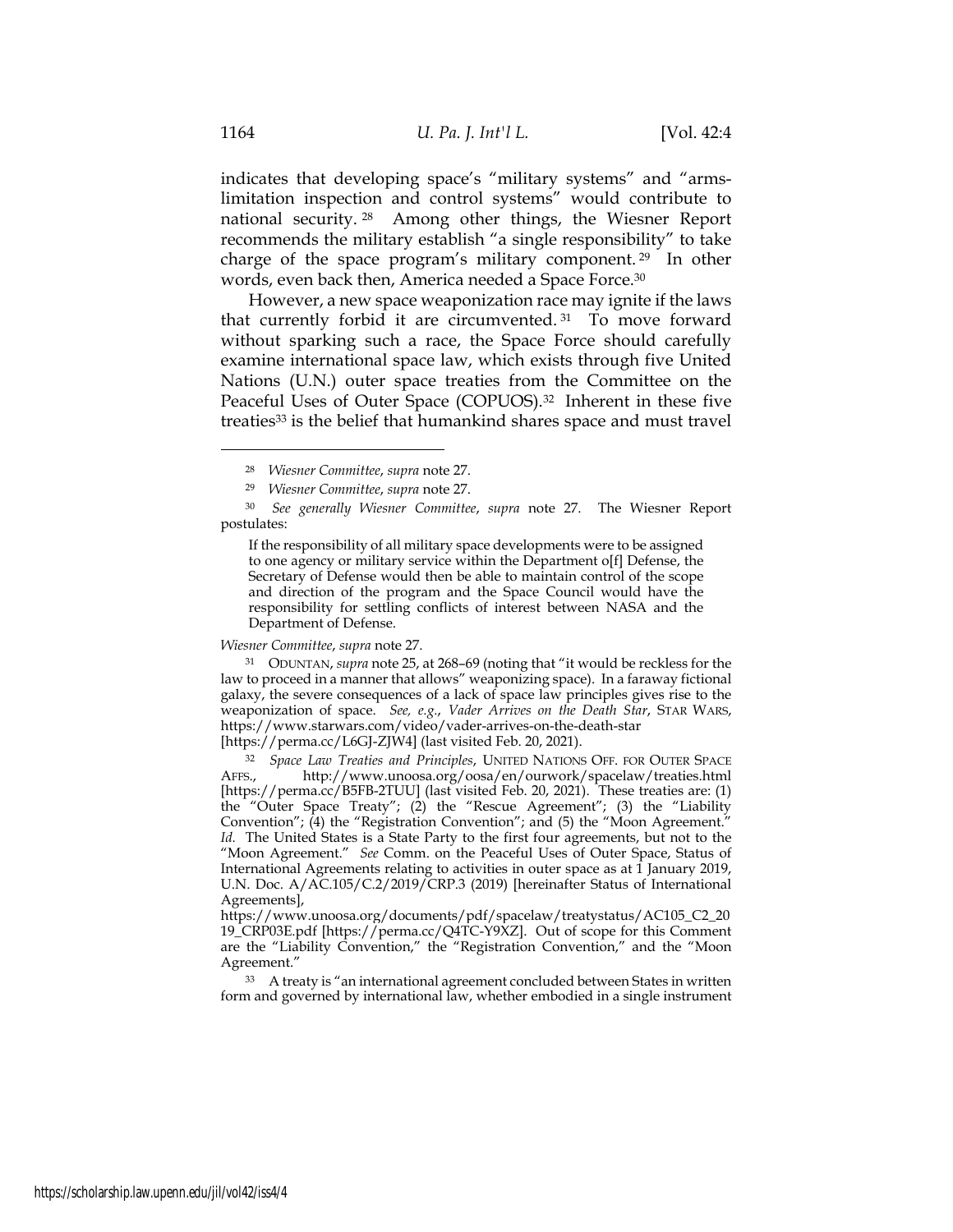indicates that developing space's "military systems" and "arms-limitation inspection and control systems" would contribute to national security.[28] Among other things, the Wiesner Report recommends the military establish "a single responsibility" to take charge of the space program's military component.[29] In other words, even back then, America needed a Space Force.[30]

However, a new space weaponization race may ignite if the laws that currently forbid it are circumvented.[31] To move forward without sparking such a race, the Space Force should carefully examine international space law, which exists through five United Nations (U.N.) outer space treaties from the Committee on the Peaceful Uses of Outer Space (COPUOS).[32] Inherent in these five treaties[33] is the belief that humankind shares space and must travel

---

[28] *Wiesner Committee*, *supra* note 27.

[29] *Wiesner Committee*, *supra* note 27.

[30] *See generally Wiesner Committee*, *supra* note 27. The Wiesner Report postulates:

> If the responsibility of all military space developments were to be assigned to one agency or military service within the Department o[f] Defense, the Secretary of Defense would then be able to maintain control of the scope and direction of the program and the Space Council would have the responsibility for settling conflicts of interest between NASA and the Department of Defense.

*Wiesner Committee*, *supra* note 27.

[31] ODUNTAN, *supra* note 25, at 268–69 (noting that "it would be reckless for the law to proceed in a manner that allows" weaponizing space). In a faraway fictional galaxy, the severe consequences of a lack of space law principles gives rise to the weaponization of space. *See, e.g.*, *Vader Arrives on the Death Star*, STAR WARS, https://www.starwars.com/video/vader-arrives-on-the-death-star [https://perma.cc/L6GJ-ZJW4] (last visited Feb. 20, 2021).

[32] *Space Law Treaties and Principles*, UNITED NATIONS OFF. FOR OUTER SPACE AFFS., http://www.unoosa.org/oosa/en/ourwork/spacelaw/treaties.html [https://perma.cc/B5FB-2TUU] (last visited Feb. 20, 2021). These treaties are: (1) the "Outer Space Treaty"; (2) the "Rescue Agreement"; (3) the "Liability Convention"; (4) the "Registration Convention"; and (5) the "Moon Agreement." *Id.* The United States is a State Party to the first four agreements, but not to the "Moon Agreement." *See* Comm. on the Peaceful Uses of Outer Space, Status of International Agreements relating to activities in outer space as at 1 January 2019, U.N. Doc. A/AC.105/C.2/2019/CRP.3 (2019) [hereinafter Status of International Agreements], https://www.unoosa.org/documents/pdf/spacelaw/treatystatus/AC105_C2_2019_CRP03E.pdf [https://perma.cc/Q4TC-Y9XZ]. Out of scope for this Comment are the "Liability Convention," the "Registration Convention," and the "Moon Agreement."

[33] A treaty is "an international agreement concluded between States in written form and governed by international law, whether embodied in a single instrument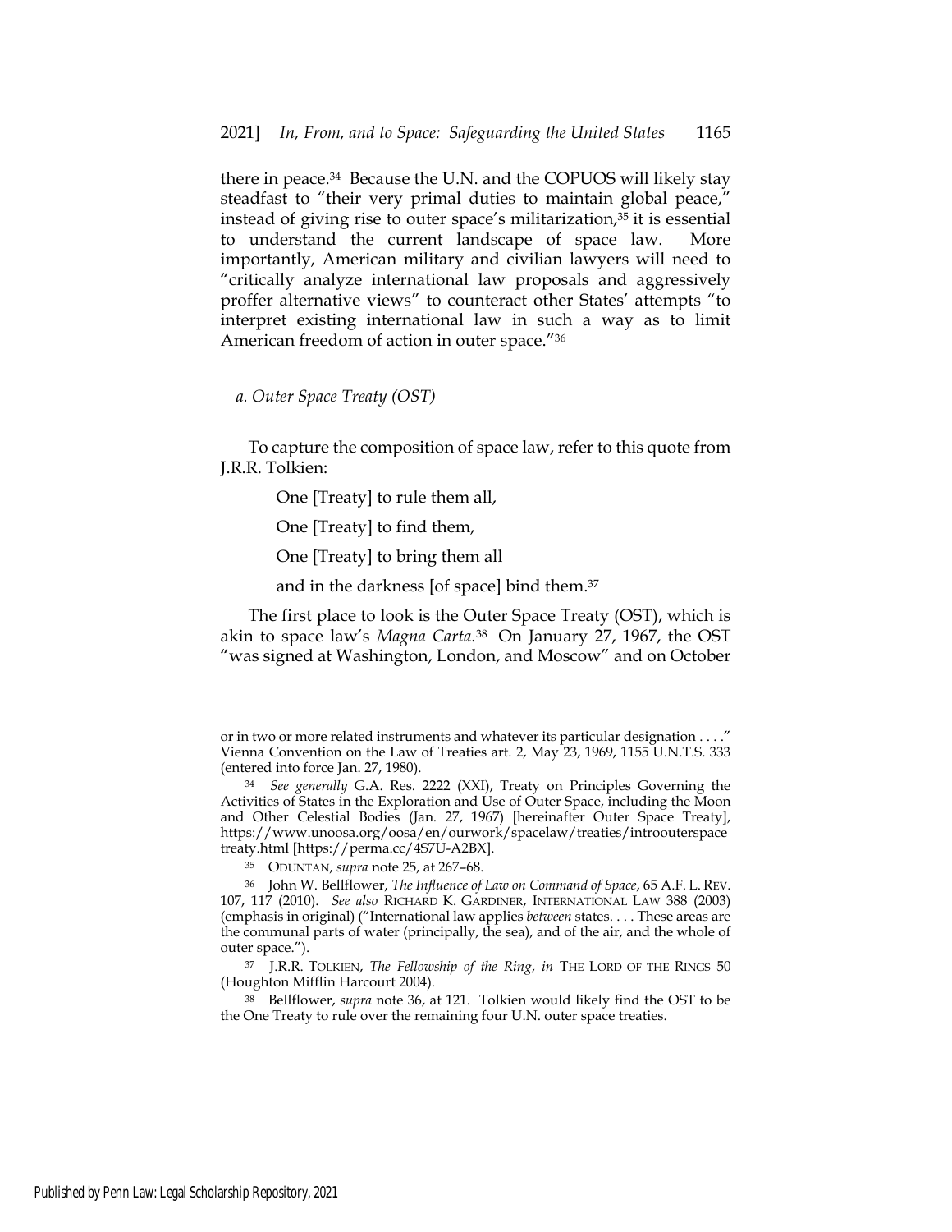there in peace.[34] Because the U.N. and the COPUOS will likely stay steadfast to "their very primal duties to maintain global peace," instead of giving rise to outer space's militarization,[35] it is essential to understand the current landscape of space law. More importantly, American military and civilian lawyers will need to "critically analyze international law proposals and aggressively proffer alternative views" to counteract other States' attempts "to interpret existing international law in such a way as to limit American freedom of action in outer space."[36]

*a. Outer Space Treaty (OST)*

To capture the composition of space law, refer to this quote from J.R.R. Tolkien:

> One [Treaty] to rule them all,
>
> One [Treaty] to find them,
>
> One [Treaty] to bring them all
>
> and in the darkness [of space] bind them.[37]

The first place to look is the Outer Space Treaty (OST), which is akin to space law's *Magna Carta*.[38] On January 27, 1967, the OST "was signed at Washington, London, and Moscow" and on October

---

or in two or more related instruments and whatever its particular designation . . . ." Vienna Convention on the Law of Treaties art. 2, May 23, 1969, 1155 U.N.T.S. 333 (entered into force Jan. 27, 1980).

[34] *See generally* G.A. Res. 2222 (XXI), Treaty on Principles Governing the Activities of States in the Exploration and Use of Outer Space, including the Moon and Other Celestial Bodies (Jan. 27, 1967) [hereinafter Outer Space Treaty], https://www.unoosa.org/oosa/en/ourwork/spacelaw/treaties/introouterspacetreaty.html [https://perma.cc/4S7U-A2BX].

[35] ODUNTAN, *supra* note 25, at 267–68.

[36] John W. Bellflower, *The Influence of Law on Command of Space*, 65 A.F. L. REV. 107, 117 (2010). *See also* RICHARD K. GARDINER, INTERNATIONAL LAW 388 (2003) (emphasis in original) ("International law applies *between* states. . . . These areas are the communal parts of water (principally, the sea), and of the air, and the whole of outer space.").

[37] J.R.R. TOLKIEN, *The Fellowship of the Ring*, *in* THE LORD OF THE RINGS 50 (Houghton Mifflin Harcourt 2004).

[38] Bellflower, *supra* note 36, at 121. Tolkien would likely find the OST to be the One Treaty to rule over the remaining four U.N. outer space treaties.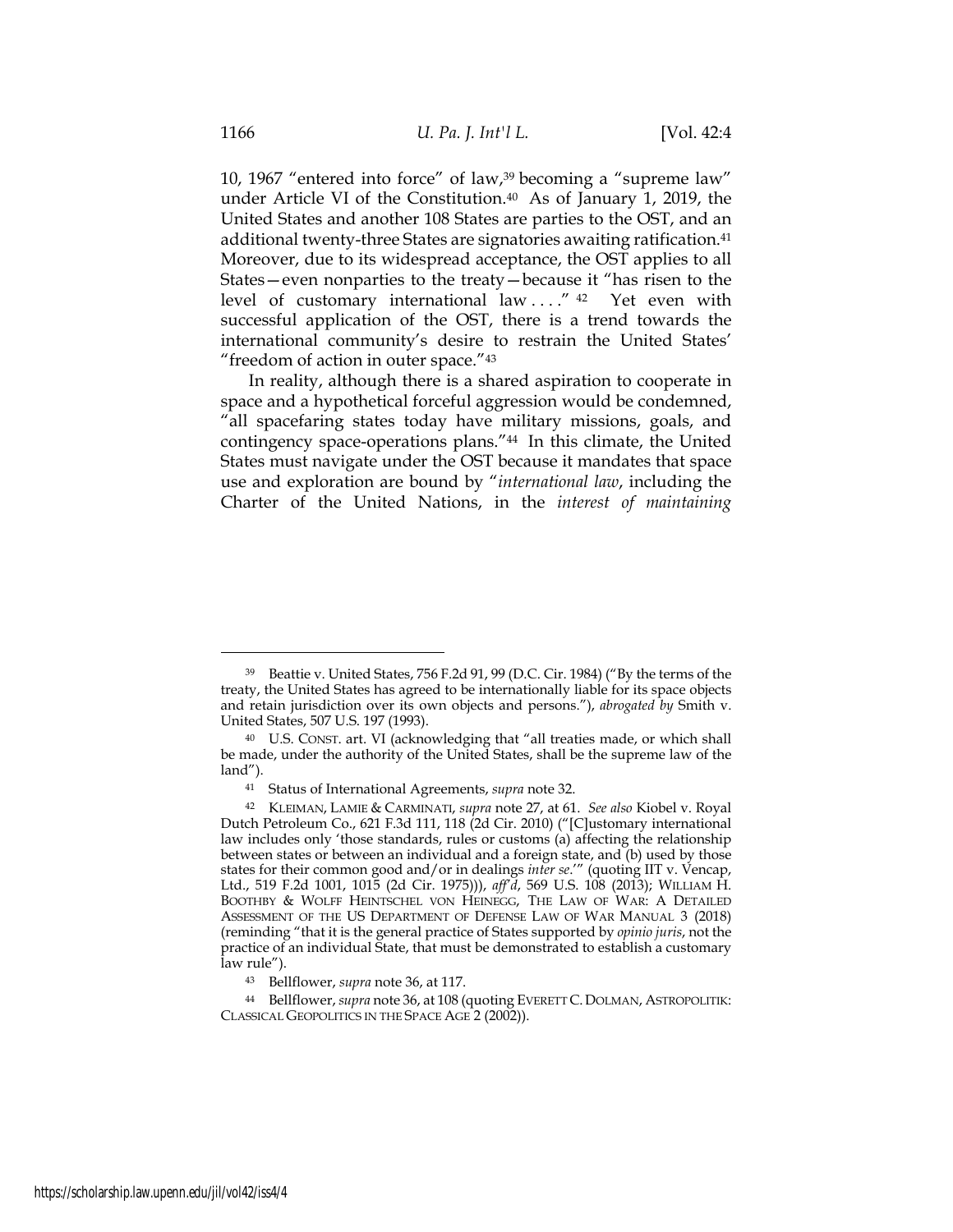10, 1967 "entered into force" of law,[39] becoming a "supreme law" under Article VI of the Constitution.[40] As of January 1, 2019, the United States and another 108 States are parties to the OST, and an additional twenty-three States are signatories awaiting ratification.[41] Moreover, due to its widespread acceptance, the OST applies to all States—even nonparties to the treaty—because it "has risen to the level of customary international law . . . ."[42] Yet even with successful application of the OST, there is a trend towards the international community's desire to restrain the United States' "freedom of action in outer space."[43]

In reality, although there is a shared aspiration to cooperate in space and a hypothetical forceful aggression would be condemned, "all spacefaring states today have military missions, goals, and contingency space-operations plans."[44] In this climate, the United States must navigate under the OST because it mandates that space use and exploration are bound by "*international law*, including the Charter of the United Nations, in the *interest of maintaining*

---

[39] Beattie v. United States, 756 F.2d 91, 99 (D.C. Cir. 1984) ("By the terms of the treaty, the United States has agreed to be internationally liable for its space objects and retain jurisdiction over its own objects and persons."), *abrogated by* Smith v. United States, 507 U.S. 197 (1993).

[40] U.S. CONST. art. VI (acknowledging that "all treaties made, or which shall be made, under the authority of the United States, shall be the supreme law of the land").

[41] Status of International Agreements, *supra* note 32.

[42] KLEIMAN, LAMIE & CARMINATI, *supra* note 27, at 61. *See also* Kiobel v. Royal Dutch Petroleum Co., 621 F.3d 111, 118 (2d Cir. 2010) ("[C]ustomary international law includes only 'those standards, rules or customs (a) affecting the relationship between states or between an individual and a foreign state, and (b) used by those states for their common good and/or in dealings *inter se*.'" (quoting IIT v. Vencap, Ltd., 519 F.2d 1001, 1015 (2d Cir. 1975))), *aff'd*, 569 U.S. 108 (2013); WILLIAM H. BOOTHBY & WOLFF HEINTSCHEL VON HEINEGG, THE LAW OF WAR: A DETAILED ASSESSMENT OF THE US DEPARTMENT OF DEFENSE LAW OF WAR MANUAL 3 (2018) (reminding "that it is the general practice of States supported by *opinio juris*, not the practice of an individual State, that must be demonstrated to establish a customary law rule").

[43] Bellflower, *supra* note 36, at 117.

[44] Bellflower, *supra* note 36, at 108 (quoting EVERETT C. DOLMAN, ASTROPOLITIK: CLASSICAL GEOPOLITICS IN THE SPACE AGE 2 (2002)).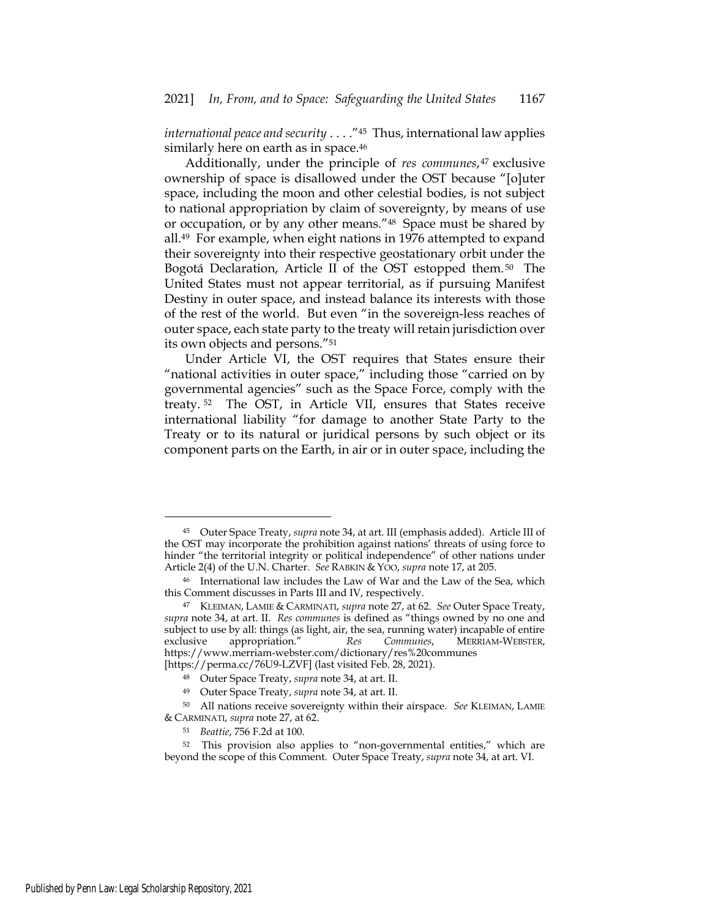*international peace and security* . . . ."[45] Thus, international law applies similarly here on earth as in space.[46]

Additionally, under the principle of *res communes*,[47] exclusive ownership of space is disallowed under the OST because "[o]uter space, including the moon and other celestial bodies, is not subject to national appropriation by claim of sovereignty, by means of use or occupation, or by any other means."[48] Space must be shared by all.[49] For example, when eight nations in 1976 attempted to expand their sovereignty into their respective geostationary orbit under the Bogotá Declaration, Article II of the OST estopped them.[50] The United States must not appear territorial, as if pursuing Manifest Destiny in outer space, and instead balance its interests with those of the rest of the world. But even "in the sovereign-less reaches of outer space, each state party to the treaty will retain jurisdiction over its own objects and persons."[51]

Under Article VI, the OST requires that States ensure their "national activities in outer space," including those "carried on by governmental agencies" such as the Space Force, comply with the treaty.[52] The OST, in Article VII, ensures that States receive international liability "for damage to another State Party to the Treaty or to its natural or juridical persons by such object or its component parts on the Earth, in air or in outer space, including the

---

45 Outer Space Treaty, *supra* note 34, at art. III (emphasis added). Article III of the OST may incorporate the prohibition against nations' threats of using force to hinder "the territorial integrity or political independence" of other nations under Article 2(4) of the U.N. Charter. *See* RABKIN & YOO, *supra* note 17, at 205.

46 International law includes the Law of War and the Law of the Sea, which this Comment discusses in Parts III and IV, respectively.

47 KLEIMAN, LAMIE & CARMINATI, *supra* note 27, at 62. *See* Outer Space Treaty, *supra* note 34, at art. II. *Res communes* is defined as "things owned by no one and subject to use by all: things (as light, air, the sea, running water) incapable of entire exclusive appropriation." *Res Communes*, MERRIAM-WEBSTER, https://www.merriam-webster.com/dictionary/res%20communes [https://perma.cc/76U9-LZVF] (last visited Feb. 28, 2021).

48 Outer Space Treaty, *supra* note 34, at art. II.

49 Outer Space Treaty, *supra* note 34, at art. II.

50 All nations receive sovereignty within their airspace. *See* KLEIMAN, LAMIE & CARMINATI, *supra* note 27, at 62.

51 *Beattie*, 756 F.2d at 100.

52 This provision also applies to "non-governmental entities," which are beyond the scope of this Comment. Outer Space Treaty, *supra* note 34, at art. VI.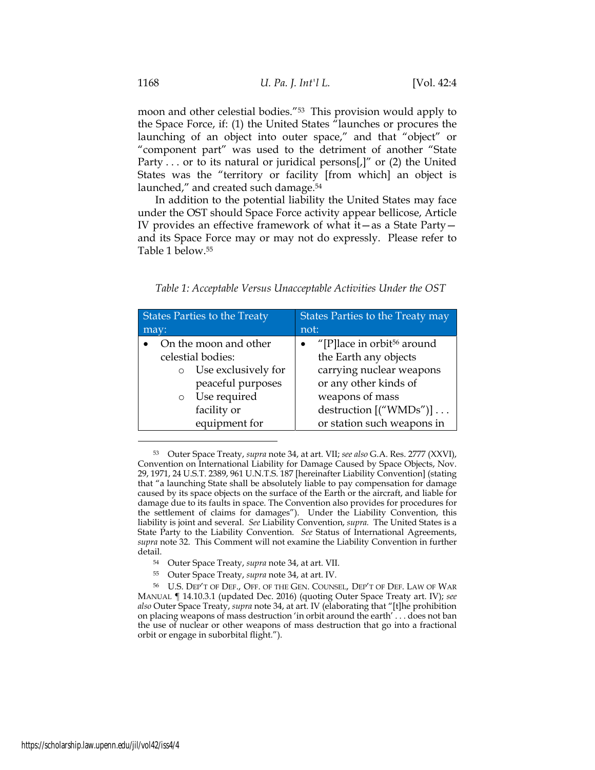moon and other celestial bodies."[53] This provision would apply to the Space Force, if: (1) the United States "launches or procures the launching of an object into outer space," and that "object" or "component part" was used to the detriment of another "State Party . . . or to its natural or juridical persons[,]" or (2) the United States was the "territory or facility [from which] an object is launched," and created such damage.[54]

In addition to the potential liability the United States may face under the OST should Space Force activity appear bellicose, Article IV provides an effective framework of what it—as a State Party—and its Space Force may or may not do expressly. Please refer to Table 1 below.[55]

*Table 1: Acceptable Versus Unacceptable Activities Under the OST*

| States Parties to the Treaty may: | States Parties to the Treaty may not: |
|---|---|
| • On the moon and other celestial bodies:<br>  ○ Use exclusively for peaceful purposes<br>  ○ Use required facility or equipment for | • "[P]lace in orbit[56] around the Earth any objects carrying nuclear weapons or any other kinds of weapons of mass destruction [("WMDs")] . . . or station such weapons in |

---

[53] Outer Space Treaty, *supra* note 34, at art. VII; *see also* G.A. Res. 2777 (XXVI), Convention on International Liability for Damage Caused by Space Objects, Nov. 29, 1971, 24 U.S.T. 2389, 961 U.N.T.S. 187 [hereinafter Liability Convention] (stating that "a launching State shall be absolutely liable to pay compensation for damage caused by its space objects on the surface of the Earth or the aircraft, and liable for damage due to its faults in space. The Convention also provides for procedures for the settlement of claims for damages"). Under the Liability Convention, this liability is joint and several. *See* Liability Convention, *supra.* The United States is a State Party to the Liability Convention. *See* Status of International Agreements, *supra* note 32. This Comment will not examine the Liability Convention in further detail.

[54] Outer Space Treaty, *supra* note 34, at art. VII.

[55] Outer Space Treaty, *supra* note 34, at art. IV.

[56] U.S. DEP'T OF DEF., OFF. OF THE GEN. COUNSEL, DEP'T OF DEF. LAW OF WAR MANUAL ¶ 14.10.3.1 (updated Dec. 2016) (quoting Outer Space Treaty art. IV); *see also* Outer Space Treaty, *supra* note 34, at art. IV (elaborating that "[t]he prohibition on placing weapons of mass destruction 'in orbit around the earth' . . . does not ban the use of nuclear or other weapons of mass destruction that go into a fractional orbit or engage in suborbital flight.").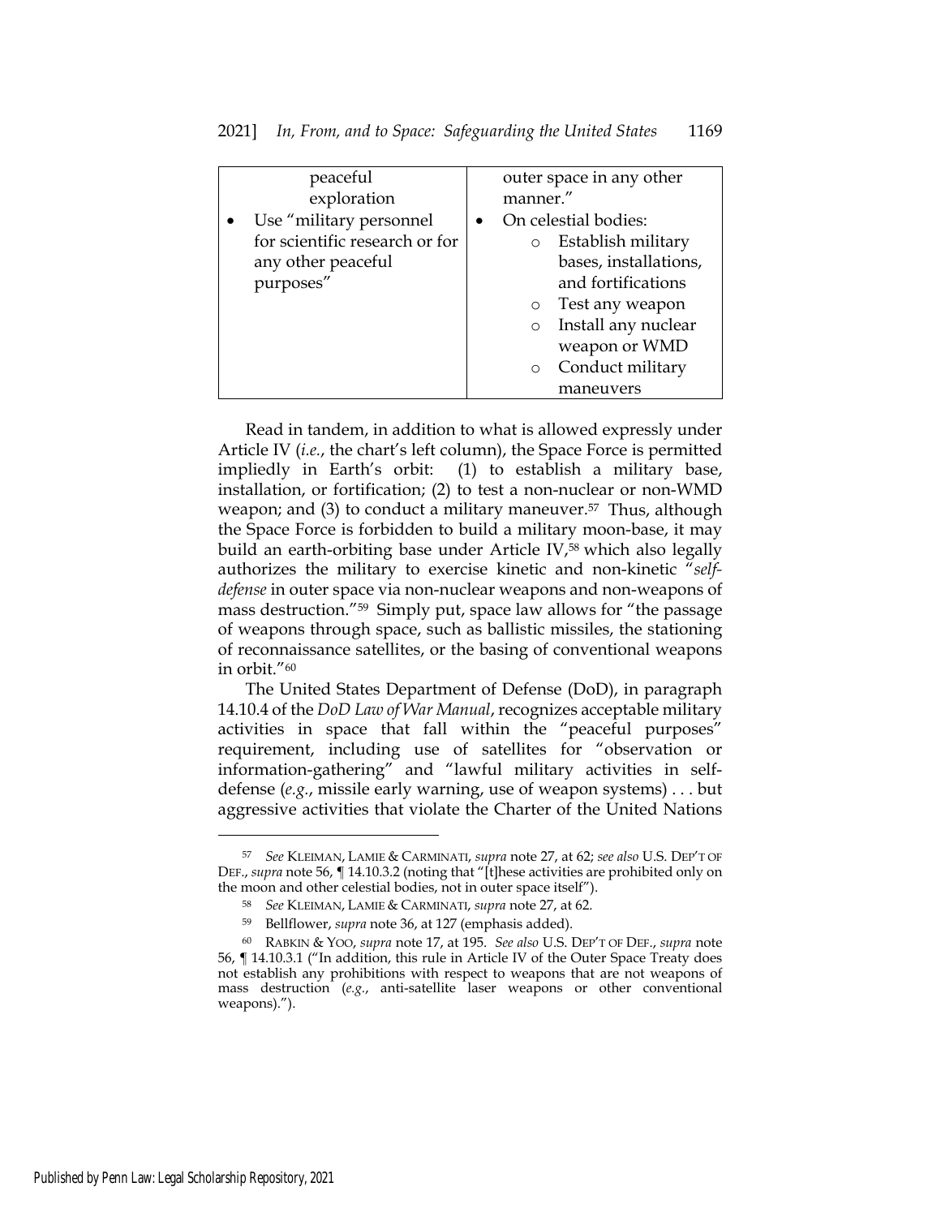| | |
|---|---|
| peaceful exploration<br>• Use "military personnel for scientific research or for any other peaceful purposes" | outer space in any other manner."<br>• On celestial bodies:<br>  ○ Establish military bases, installations, and fortifications<br>  ○ Test any weapon<br>  ○ Install any nuclear weapon or WMD<br>  ○ Conduct military maneuvers |

Read in tandem, in addition to what is allowed expressly under Article IV (*i.e.*, the chart's left column), the Space Force is permitted impliedly in Earth's orbit: (1) to establish a military base, installation, or fortification; (2) to test a non-nuclear or non-WMD weapon; and (3) to conduct a military maneuver.[57] Thus, although the Space Force is forbidden to build a military moon-base, it may build an earth-orbiting base under Article IV,[58] which also legally authorizes the military to exercise kinetic and non-kinetic "*self-defense* in outer space via non-nuclear weapons and non-weapons of mass destruction."[59] Simply put, space law allows for "the passage of weapons through space, such as ballistic missiles, the stationing of reconnaissance satellites, or the basing of conventional weapons in orbit."[60]

The United States Department of Defense (DoD), in paragraph 14.10.4 of the *DoD Law of War Manual*, recognizes acceptable military activities in space that fall within the "peaceful purposes" requirement, including use of satellites for "observation or information-gathering" and "lawful military activities in self-defense (*e.g.*, missile early warning, use of weapon systems) . . . but aggressive activities that violate the Charter of the United Nations

---

[57] *See* KLEIMAN, LAMIE & CARMINATI, *supra* note 27, at 62; *see also* U.S. DEP'T OF DEF., *supra* note 56, ¶ 14.10.3.2 (noting that "[t]hese activities are prohibited only on the moon and other celestial bodies, not in outer space itself").

[58] *See* KLEIMAN, LAMIE & CARMINATI, *supra* note 27, at 62.

[59] Bellflower, *supra* note 36, at 127 (emphasis added).

[60] RABKIN & YOO, *supra* note 17, at 195. *See also* U.S. DEP'T OF DEF., *supra* note 56, ¶ 14.10.3.1 ("In addition, this rule in Article IV of the Outer Space Treaty does not establish any prohibitions with respect to weapons that are not weapons of mass destruction (*e.g.*, anti-satellite laser weapons or other conventional weapons).").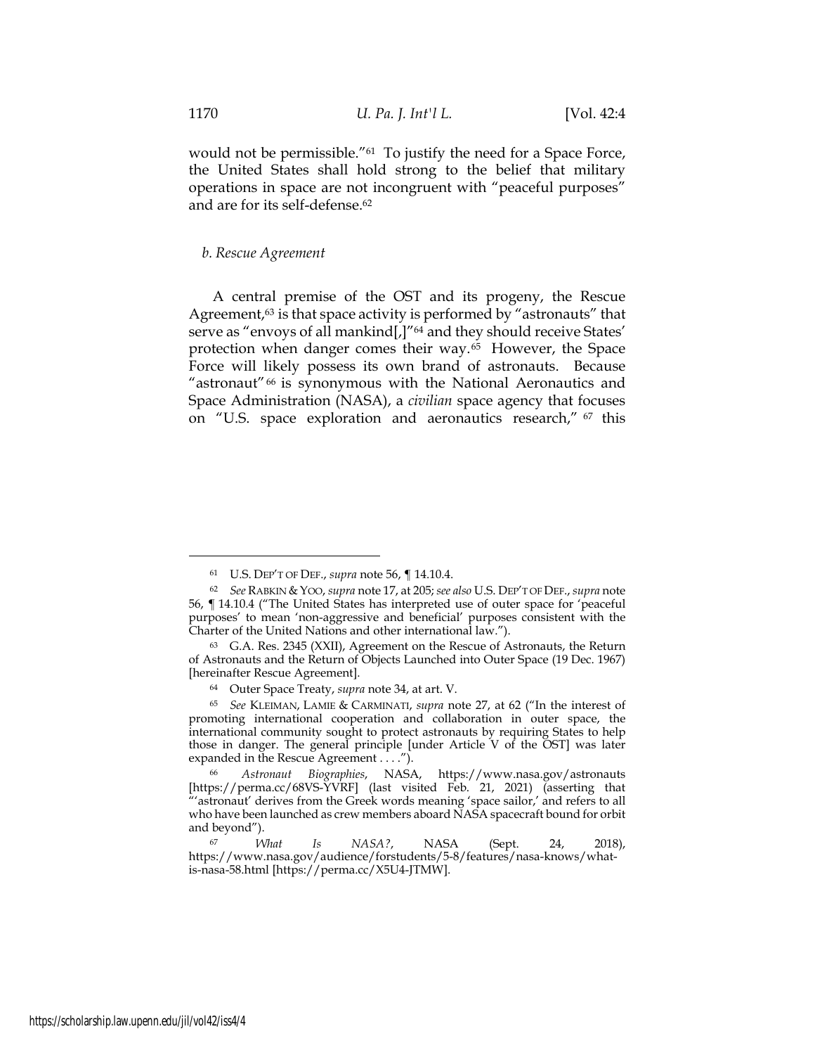would not be permissible."[61] To justify the need for a Space Force, the United States shall hold strong to the belief that military operations in space are not incongruent with "peaceful purposes" and are for its self-defense.[62]

*b. Rescue Agreement*

A central premise of the OST and its progeny, the Rescue Agreement,[63] is that space activity is performed by "astronauts" that serve as "envoys of all mankind[,]"[64] and they should receive States' protection when danger comes their way.[65] However, the Space Force will likely possess its own brand of astronauts. Because "astronaut"[66] is synonymous with the National Aeronautics and Space Administration (NASA), a *civilian* space agency that focuses on "U.S. space exploration and aeronautics research,"[67] this

---

[61] U.S. DEP'T OF DEF., *supra* note 56, ¶ 14.10.4.

[62] *See* RABKIN & YOO, *supra* note 17, at 205; *see also* U.S. DEP'T OF DEF., *supra* note 56, ¶ 14.10.4 ("The United States has interpreted use of outer space for 'peaceful purposes' to mean 'non-aggressive and beneficial' purposes consistent with the Charter of the United Nations and other international law.").

[63] G.A. Res. 2345 (XXII), Agreement on the Rescue of Astronauts, the Return of Astronauts and the Return of Objects Launched into Outer Space (19 Dec. 1967) [hereinafter Rescue Agreement].

[64] Outer Space Treaty, *supra* note 34, at art. V.

[65] *See* KLEIMAN, LAMIE & CARMINATI, *supra* note 27, at 62 ("In the interest of promoting international cooperation and collaboration in outer space, the international community sought to protect astronauts by requiring States to help those in danger. The general principle [under Article V of the OST] was later expanded in the Rescue Agreement . . . .").

[66] *Astronaut Biographies*, NASA, https://www.nasa.gov/astronauts [https://perma.cc/68VS-YVRF] (last visited Feb. 21, 2021) (asserting that "'astronaut' derives from the Greek words meaning 'space sailor,' and refers to all who have been launched as crew members aboard NASA spacecraft bound for orbit and beyond").

[67] *What Is NASA?*, NASA (Sept. 24, 2018), https://www.nasa.gov/audience/forstudents/5-8/features/nasa-knows/what-is-nasa-58.html [https://perma.cc/X5U4-JTMW].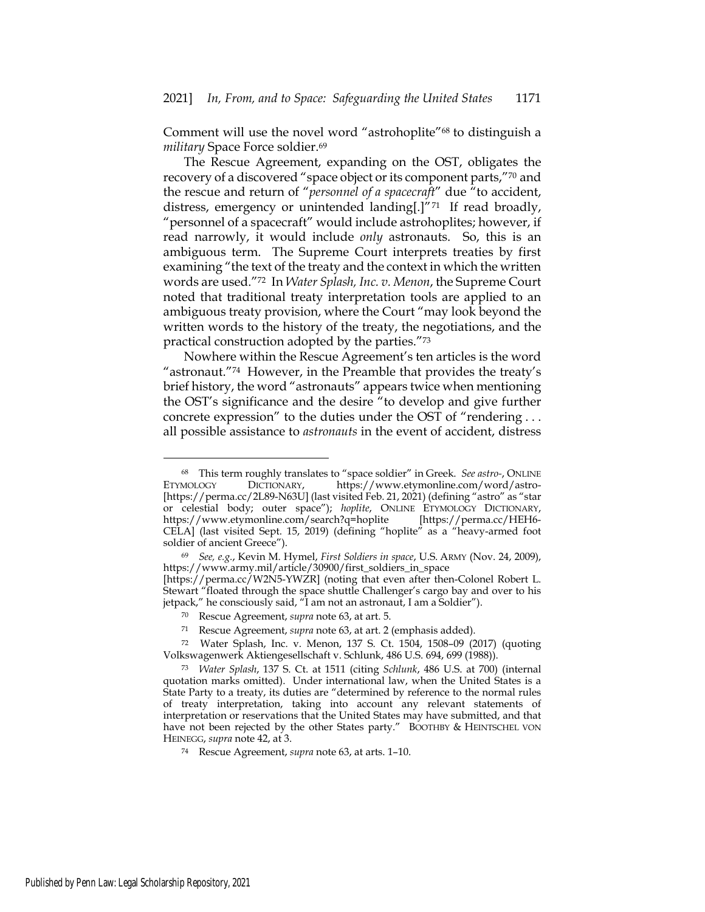Comment will use the novel word "astrohoplite"[68] to distinguish a *military* Space Force soldier.[69]

The Rescue Agreement, expanding on the OST, obligates the recovery of a discovered "space object or its component parts,"[70] and the rescue and return of "*personnel of a spacecraft*" due "to accident, distress, emergency or unintended landing[.]"[71] If read broadly, "personnel of a spacecraft" would include astrohoplites; however, if read narrowly, it would include *only* astronauts. So, this is an ambiguous term. The Supreme Court interprets treaties by first examining "the text of the treaty and the context in which the written words are used."[72] In *Water Splash, Inc. v. Menon*, the Supreme Court noted that traditional treaty interpretation tools are applied to an ambiguous treaty provision, where the Court "may look beyond the written words to the history of the treaty, the negotiations, and the practical construction adopted by the parties."[73]

Nowhere within the Rescue Agreement's ten articles is the word "astronaut."[74] However, in the Preamble that provides the treaty's brief history, the word "astronauts" appears twice when mentioning the OST's significance and the desire "to develop and give further concrete expression" to the duties under the OST of "rendering . . . all possible assistance to *astronauts* in the event of accident, distress

---

68 This term roughly translates to "space soldier" in Greek. *See astro-*, ONLINE ETYMOLOGY DICTIONARY, https://www.etymonline.com/word/astro- [https://perma.cc/2L89-N63U] (last visited Feb. 21, 2021) (defining "astro" as "star or celestial body; outer space"); *hoplite*, ONLINE ETYMOLOGY DICTIONARY, https://www.etymonline.com/search?q=hoplite [https://perma.cc/HEH6-CELA] (last visited Sept. 15, 2019) (defining "hoplite" as a "heavy-armed foot soldier of ancient Greece").

69 *See, e.g.*, Kevin M. Hymel, *First Soldiers in space*, U.S. ARMY (Nov. 24, 2009), https://www.army.mil/article/30900/first_soldiers_in_space [https://perma.cc/W2N5-YWZR] (noting that even after then-Colonel Robert L. Stewart "floated through the space shuttle Challenger's cargo bay and over to his jetpack," he consciously said, "I am not an astronaut, I am a Soldier").

70 Rescue Agreement, *supra* note 63, at art. 5.

71 Rescue Agreement, *supra* note 63, at art. 2 (emphasis added).

72 Water Splash, Inc. v. Menon, 137 S. Ct. 1504, 1508–09 (2017) (quoting Volkswagenwerk Aktiengesellschaft v. Schlunk, 486 U.S. 694, 699 (1988)).

73 *Water Splash*, 137 S. Ct. at 1511 (citing *Schlunk*, 486 U.S. at 700) (internal quotation marks omitted). Under international law, when the United States is a State Party to a treaty, its duties are "determined by reference to the normal rules of treaty interpretation, taking into account any relevant statements of interpretation or reservations that the United States may have submitted, and that have not been rejected by the other States party." BOOTHBY & HEINTSCHEL VON HEINEGG, *supra* note 42, at 3.

74 Rescue Agreement, *supra* note 63, at arts. 1–10.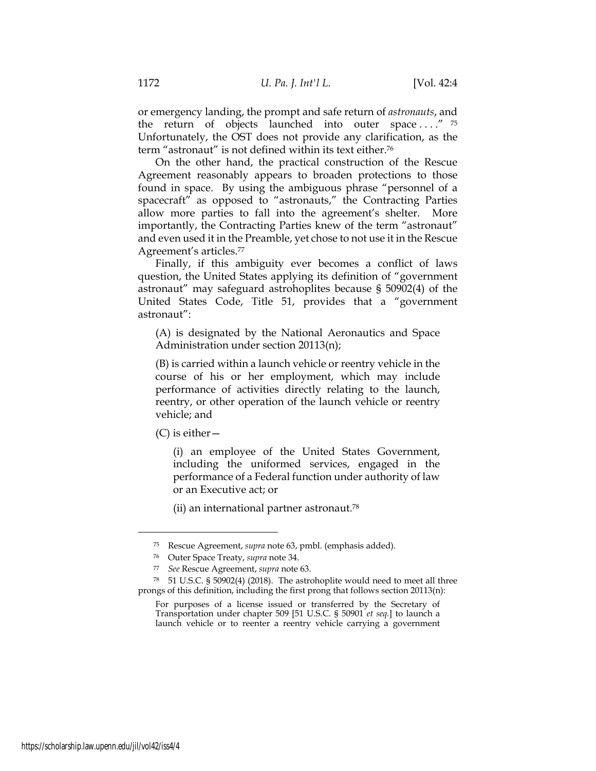or emergency landing, the prompt and safe return of *astronauts*, and the return of objects launched into outer space . . . ."[75] Unfortunately, the OST does not provide any clarification, as the term "astronaut" is not defined within its text either.[76]

On the other hand, the practical construction of the Rescue Agreement reasonably appears to broaden protections to those found in space. By using the ambiguous phrase "personnel of a spacecraft" as opposed to "astronauts," the Contracting Parties allow more parties to fall into the agreement's shelter. More importantly, the Contracting Parties knew of the term "astronaut" and even used it in the Preamble, yet chose to not use it in the Rescue Agreement's articles.[77]

Finally, if this ambiguity ever becomes a conflict of laws question, the United States applying its definition of "government astronaut" may safeguard astrohoplites because § 50902(4) of the United States Code, Title 51, provides that a "government astronaut":

> (A) is designated by the National Aeronautics and Space Administration under section 20113(n);
>
> (B) is carried within a launch vehicle or reentry vehicle in the course of his or her employment, which may include performance of activities directly relating to the launch, reentry, or other operation of the launch vehicle or reentry vehicle; and
>
> (C) is either—
>
> > (i) an employee of the United States Government, including the uniformed services, engaged in the performance of a Federal function under authority of law or an Executive act; or
> >
> > (ii) an international partner astronaut.[78]

---

[75] Rescue Agreement, *supra* note 63, pmbl. (emphasis added).

[76] Outer Space Treaty, *supra* note 34.

[77] *See* Rescue Agreement, *supra* note 63.

[78] 51 U.S.C. § 50902(4) (2018). The astrohoplite would need to meet all three prongs of this definition, including the first prong that follows section 20113(n):

> For purposes of a license issued or transferred by the Secretary of Transportation under chapter 509 [51 U.S.C. § 50901 *et seq.*] to launch a launch vehicle or to reenter a reentry vehicle carrying a government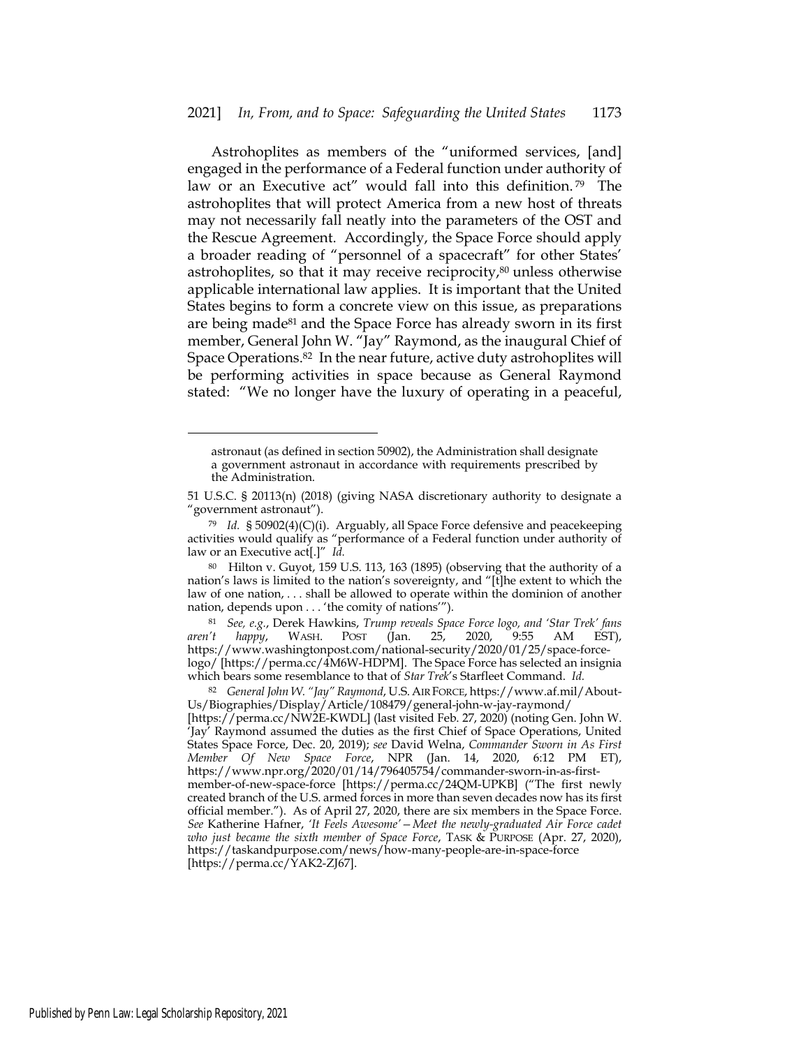Astrohoplites as members of the "uniformed services, [and] engaged in the performance of a Federal function under authority of law or an Executive act" would fall into this definition.[79] The astrohoplites that will protect America from a new host of threats may not necessarily fall neatly into the parameters of the OST and the Rescue Agreement. Accordingly, the Space Force should apply a broader reading of "personnel of a spacecraft" for other States' astrohoplites, so that it may receive reciprocity,[80] unless otherwise applicable international law applies. It is important that the United States begins to form a concrete view on this issue, as preparations are being made[81] and the Space Force has already sworn in its first member, General John W. "Jay" Raymond, as the inaugural Chief of Space Operations.[82] In the near future, active duty astrohoplites will be performing activities in space because as General Raymond stated: "We no longer have the luxury of operating in a peaceful,

---

> astronaut (as defined in section 50902), the Administration shall designate a government astronaut in accordance with requirements prescribed by the Administration.

51 U.S.C. § 20113(n) (2018) (giving NASA discretionary authority to designate a "government astronaut").

[79] *Id.* § 50902(4)(C)(i). Arguably, all Space Force defensive and peacekeeping activities would qualify as "performance of a Federal function under authority of law or an Executive act[.]" *Id.*

[80] Hilton v. Guyot, 159 U.S. 113, 163 (1895) (observing that the authority of a nation's laws is limited to the nation's sovereignty, and "[t]he extent to which the law of one nation, . . . shall be allowed to operate within the dominion of another nation, depends upon . . . 'the comity of nations'").

[81] *See, e.g.*, Derek Hawkins, *Trump reveals Space Force logo, and 'Star Trek' fans aren't happy*, WASH. POST (Jan. 25, 2020, 9:55 AM EST), https://www.washingtonpost.com/national-security/2020/01/25/space-force-logo/ [https://perma.cc/4M6W-HDPM]. The Space Force has selected an insignia which bears some resemblance to that of *Star Trek*'s Starfleet Command. *Id.*

[82] *General John W. "Jay" Raymond*, U.S. AIR FORCE, https://www.af.mil/About-Us/Biographies/Display/Article/108479/general-john-w-jay-raymond/ [https://perma.cc/NW2E-KWDL] (last visited Feb. 27, 2020) (noting Gen. John W. 'Jay' Raymond assumed the duties as the first Chief of Space Operations, United States Space Force, Dec. 20, 2019); *see* David Welna, *Commander Sworn in As First Member Of New Space Force*, NPR (Jan. 14, 2020, 6:12 PM ET), https://www.npr.org/2020/01/14/796405754/commander-sworn-in-as-first-member-of-new-space-force [https://perma.cc/24QM-UPKB] ("The first newly created branch of the U.S. armed forces in more than seven decades now has its first official member."). As of April 27, 2020, there are six members in the Space Force. *See* Katherine Hafner, *'It Feels Awesome'—Meet the newly-graduated Air Force cadet who just became the sixth member of Space Force*, TASK & PURPOSE (Apr. 27, 2020), https://taskandpurpose.com/news/how-many-people-are-in-space-force [https://perma.cc/YAK2-ZJ67].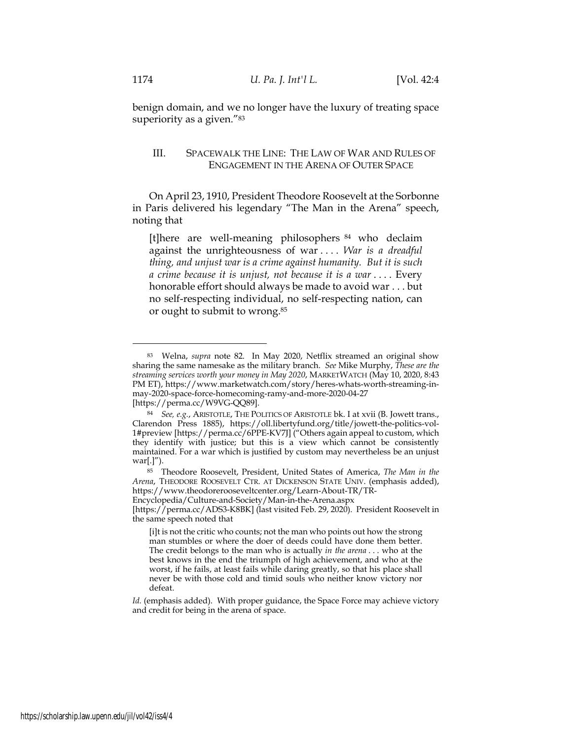benign domain, and we no longer have the luxury of treating space superiority as a given."[83]

## III. SPACEWALK THE LINE: THE LAW OF WAR AND RULES OF ENGAGEMENT IN THE ARENA OF OUTER SPACE

On April 23, 1910, President Theodore Roosevelt at the Sorbonne in Paris delivered his legendary "The Man in the Arena" speech, noting that

> [t]here are well-meaning philosophers [84] who declaim against the unrighteousness of war . . . . *War is a dreadful thing, and unjust war is a crime against humanity. But it is such a crime because it is unjust, not because it is a war* . . . . Every honorable effort should always be made to avoid war . . . but no self-respecting individual, no self-respecting nation, can or ought to submit to wrong.[85]

---

[83] Welna, *supra* note 82. In May 2020, Netflix streamed an original show sharing the same namesake as the military branch. *See* Mike Murphy, *These are the streaming services worth your money in May 2020*, MARKETWATCH (May 10, 2020, 8:43 PM ET), https://www.marketwatch.com/story/heres-whats-worth-streaming-in-may-2020-space-force-homecoming-ramy-and-more-2020-04-27 [https://perma.cc/W9VG-QQ89].

[84] *See, e.g.*, ARISTOTLE, THE POLITICS OF ARISTOTLE bk. I at xvii (B. Jowett trans., Clarendon Press 1885), https://oll.libertyfund.org/title/jowett-the-politics-vol-1#preview [https://perma.cc/6PPE-KV7J] ("Others again appeal to custom, which they identify with justice; but this is a view which cannot be consistently maintained. For a war which is justified by custom may nevertheless be an unjust war[.]").

[85] Theodore Roosevelt, President, United States of America, *The Man in the Arena*, THEODORE ROOSEVELT CTR. AT DICKENSON STATE UNIV. (emphasis added), https://www.theodorerooseveltcenter.org/Learn-About-TR/TR-Encyclopedia/Culture-and-Society/Man-in-the-Arena.aspx [https://perma.cc/ADS3-K8BK] (last visited Feb. 29, 2020). President Roosevelt in the same speech noted that

> [i]t is not the critic who counts; not the man who points out how the strong man stumbles or where the doer of deeds could have done them better. The credit belongs to the man who is actually *in the arena* . . . who at the best knows in the end the triumph of high achievement, and who at the worst, if he fails, at least fails while daring greatly, so that his place shall never be with those cold and timid souls who neither know victory nor defeat.

*Id.* (emphasis added). With proper guidance, the Space Force may achieve victory and credit for being in the arena of space.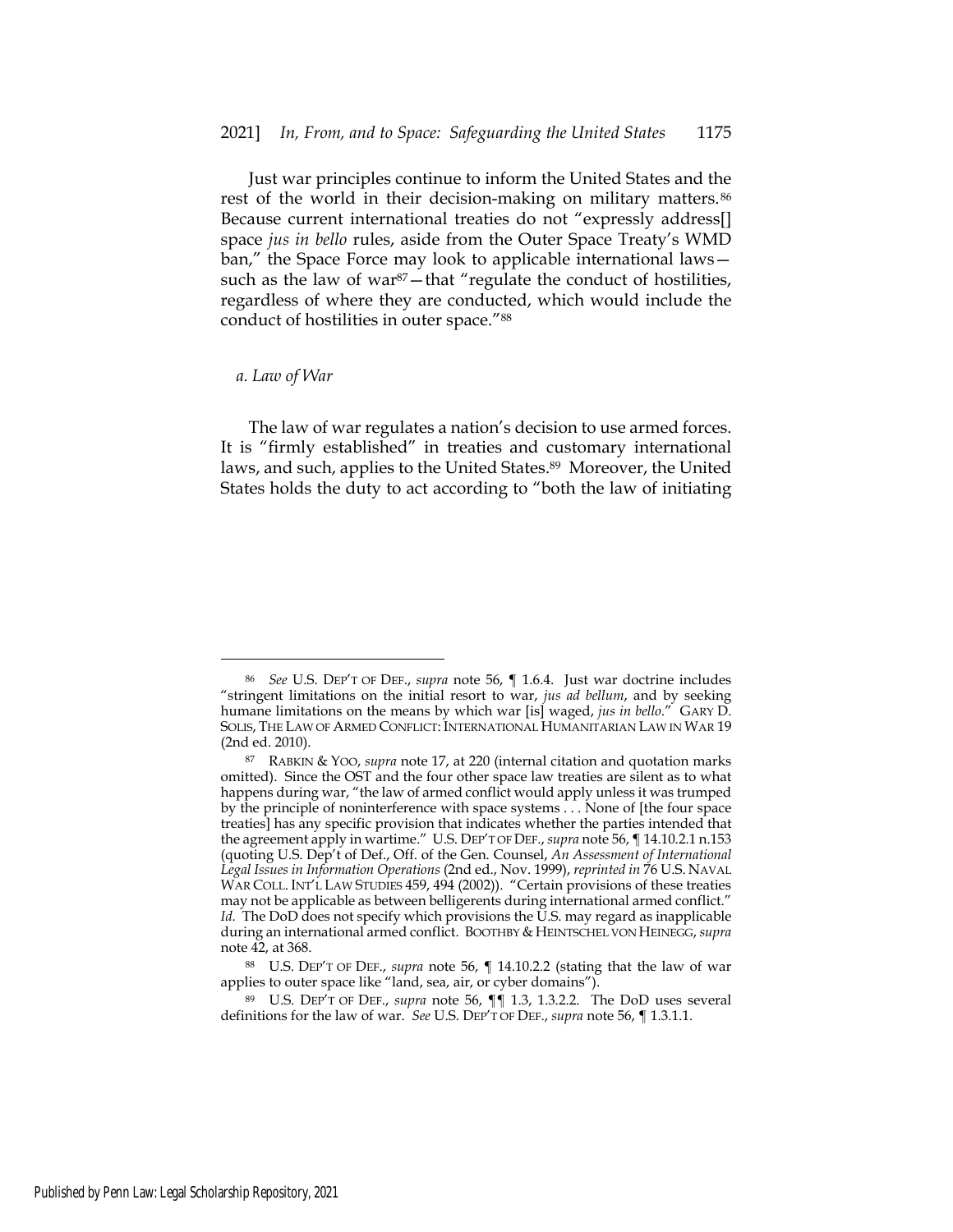Just war principles continue to inform the United States and the rest of the world in their decision-making on military matters.[86] Because current international treaties do not "expressly address[] space *jus in bello* rules, aside from the Outer Space Treaty's WMD ban," the Space Force may look to applicable international laws—such as the law of war[87]—that "regulate the conduct of hostilities, regardless of where they are conducted, which would include the conduct of hostilities in outer space."[88]

*a. Law of War*

The law of war regulates a nation's decision to use armed forces. It is "firmly established" in treaties and customary international laws, and such, applies to the United States.[89] Moreover, the United States holds the duty to act according to "both the law of initiating

---

[86] *See* U.S. DEP'T OF DEF., *supra* note 56, ¶ 1.6.4. Just war doctrine includes "stringent limitations on the initial resort to war, *jus ad bellum*, and by seeking humane limitations on the means by which war [is] waged, *jus in bello*." GARY D. SOLIS, THE LAW OF ARMED CONFLICT: INTERNATIONAL HUMANITARIAN LAW IN WAR 19 (2nd ed. 2010).

[87] RABKIN & YOO, *supra* note 17, at 220 (internal citation and quotation marks omitted). Since the OST and the four other space law treaties are silent as to what happens during war, "the law of armed conflict would apply unless it was trumped by the principle of noninterference with space systems . . . None of [the four space treaties] has any specific provision that indicates whether the parties intended that the agreement apply in wartime." U.S. DEP'T OF DEF., *supra* note 56, ¶ 14.10.2.1 n.153 (quoting U.S. Dep't of Def., Off. of the Gen. Counsel, *An Assessment of International Legal Issues in Information Operations* (2nd ed., Nov. 1999), *reprinted in* 76 U.S. NAVAL WAR COLL. INT'L LAW STUDIES 459, 494 (2002)). "Certain provisions of these treaties may not be applicable as between belligerents during international armed conflict." *Id.* The DoD does not specify which provisions the U.S. may regard as inapplicable during an international armed conflict. BOOTHBY & HEINTSCHEL VON HEINEGG, *supra* note 42, at 368.

[88] U.S. DEP'T OF DEF., *supra* note 56, ¶ 14.10.2.2 (stating that the law of war applies to outer space like "land, sea, air, or cyber domains").

[89] U.S. DEP'T OF DEF., *supra* note 56, ¶¶ 1.3, 1.3.2.2. The DoD uses several definitions for the law of war. *See* U.S. DEP'T OF DEF., *supra* note 56, ¶ 1.3.1.1.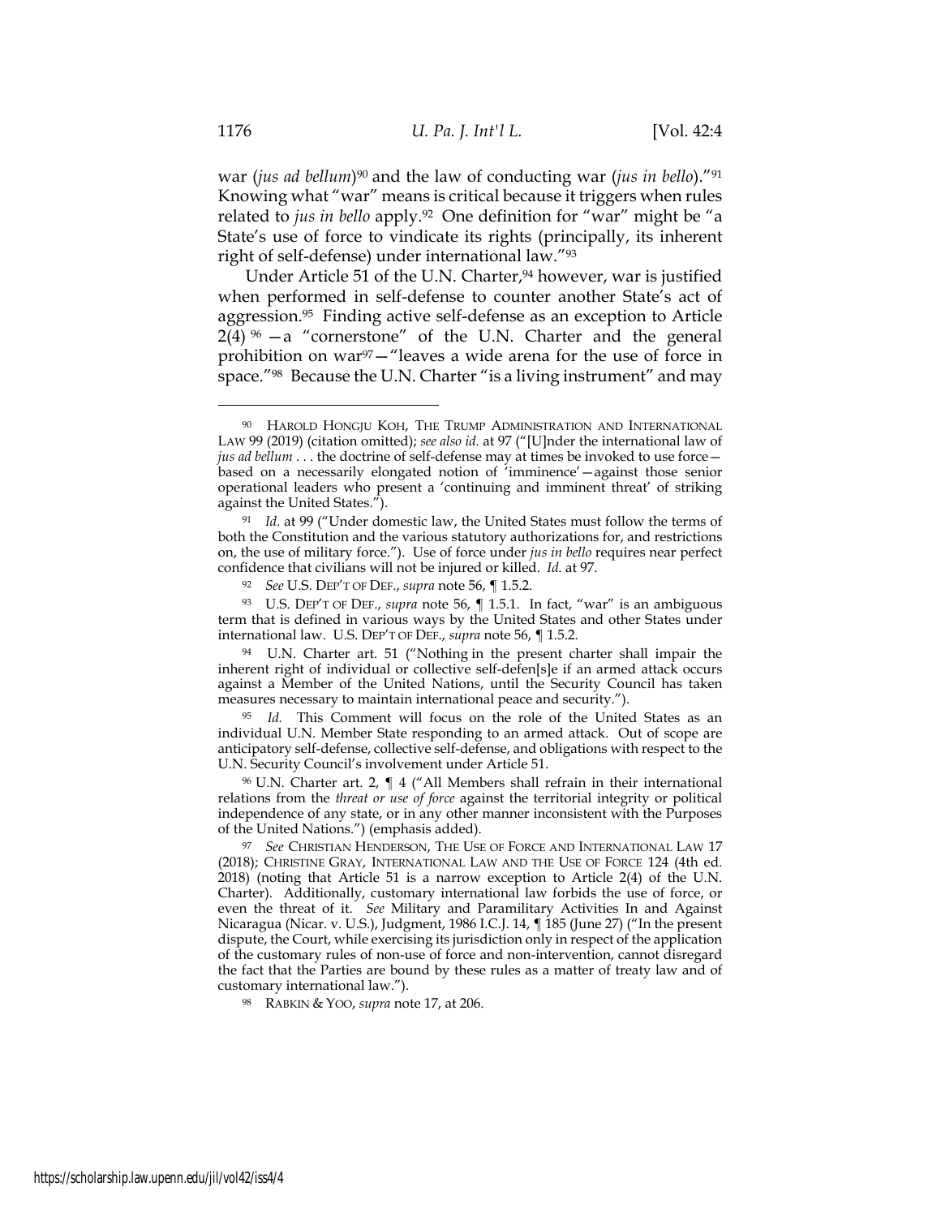war (*jus ad bellum*)[90] and the law of conducting war (*jus in bello*)."[91] Knowing what "war" means is critical because it triggers when rules related to *jus in bello* apply.[92] One definition for "war" might be "a State's use of force to vindicate its rights (principally, its inherent right of self-defense) under international law."[93]

Under Article 51 of the U.N. Charter,[94] however, war is justified when performed in self-defense to counter another State's act of aggression.[95] Finding active self-defense as an exception to Article 2(4) [96] —a "cornerstone" of the U.N. Charter and the general prohibition on war[97]—"leaves a wide arena for the use of force in space."[98] Because the U.N. Charter "is a living instrument" and may

---

[90] HAROLD HONGJU KOH, THE TRUMP ADMINISTRATION AND INTERNATIONAL LAW 99 (2019) (citation omitted); *see also id.* at 97 ("[U]nder the international law of *jus ad bellum* . . . the doctrine of self-defense may at times be invoked to use force—based on a necessarily elongated notion of 'imminence'—against those senior operational leaders who present a 'continuing and imminent threat' of striking against the United States.").

[91] *Id.* at 99 ("Under domestic law, the United States must follow the terms of both the Constitution and the various statutory authorizations for, and restrictions on, the use of military force."). Use of force under *jus in bello* requires near perfect confidence that civilians will not be injured or killed. *Id.* at 97.

[92] *See* U.S. DEP'T OF DEF., *supra* note 56, ¶ 1.5.2.

[93] U.S. DEP'T OF DEF., *supra* note 56, ¶ 1.5.1. In fact, "war" is an ambiguous term that is defined in various ways by the United States and other States under international law. U.S. DEP'T OF DEF., *supra* note 56, ¶ 1.5.2.

[94] U.N. Charter art. 51 ("Nothing in the present charter shall impair the inherent right of individual or collective self-defen[s]e if an armed attack occurs against a Member of the United Nations, until the Security Council has taken measures necessary to maintain international peace and security.").

[95] *Id.* This Comment will focus on the role of the United States as an individual U.N. Member State responding to an armed attack. Out of scope are anticipatory self-defense, collective self-defense, and obligations with respect to the U.N. Security Council's involvement under Article 51.

[96] U.N. Charter art. 2, ¶ 4 ("All Members shall refrain in their international relations from the *threat or use of force* against the territorial integrity or political independence of any state, or in any other manner inconsistent with the Purposes of the United Nations.") (emphasis added).

[97] *See* CHRISTIAN HENDERSON, THE USE OF FORCE AND INTERNATIONAL LAW 17 (2018); CHRISTINE GRAY, INTERNATIONAL LAW AND THE USE OF FORCE 124 (4th ed. 2018) (noting that Article 51 is a narrow exception to Article 2(4) of the U.N. Charter). Additionally, customary international law forbids the use of force, or even the threat of it. *See* Military and Paramilitary Activities In and Against Nicaragua (Nicar. v. U.S.), Judgment, 1986 I.C.J. 14, ¶ 185 (June 27) ("In the present dispute, the Court, while exercising its jurisdiction only in respect of the application of the customary rules of non-use of force and non-intervention, cannot disregard the fact that the Parties are bound by these rules as a matter of treaty law and of customary international law.").

[98] RABKIN & YOO, *supra* note 17, at 206.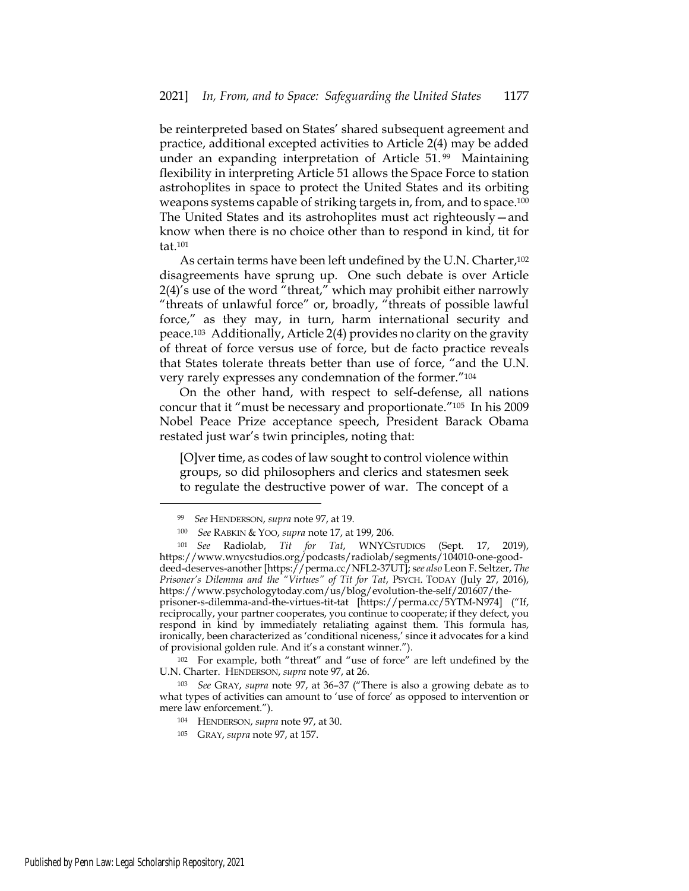be reinterpreted based on States' shared subsequent agreement and practice, additional excepted activities to Article 2(4) may be added under an expanding interpretation of Article 51.[99] Maintaining flexibility in interpreting Article 51 allows the Space Force to station astrohoplites in space to protect the United States and its orbiting weapons systems capable of striking targets in, from, and to space.[100] The United States and its astrohoplites must act righteously—and know when there is no choice other than to respond in kind, tit for tat.[101]

As certain terms have been left undefined by the U.N. Charter,[102] disagreements have sprung up. One such debate is over Article 2(4)'s use of the word "threat," which may prohibit either narrowly "threats of unlawful force" or, broadly, "threats of possible lawful force," as they may, in turn, harm international security and peace.[103] Additionally, Article 2(4) provides no clarity on the gravity of threat of force versus use of force, but de facto practice reveals that States tolerate threats better than use of force, "and the U.N. very rarely expresses any condemnation of the former."[104]

On the other hand, with respect to self-defense, all nations concur that it "must be necessary and proportionate."[105] In his 2009 Nobel Peace Prize acceptance speech, President Barack Obama restated just war's twin principles, noting that:

> [O]ver time, as codes of law sought to control violence within groups, so did philosophers and clerics and statesmen seek to regulate the destructive power of war. The concept of a

---

[99] *See* HENDERSON, *supra* note 97, at 19.

[100] *See* RABKIN & YOO, *supra* note 17, at 199, 206.

[101] *See* Radiolab, *Tit for Tat*, WNYCSTUDIOS (Sept. 17, 2019), https://www.wnycstudios.org/podcasts/radiolab/segments/104010-one-good-deed-deserves-another [https://perma.cc/NFL2-37UT]; s*ee also* Leon F. Seltzer, *The Prisoner's Dilemma and the "Virtues" of Tit for Tat*, PSYCH. TODAY (July 27, 2016), https://www.psychologytoday.com/us/blog/evolution-the-self/201607/the-prisoner-s-dilemma-and-the-virtues-tit-tat [https://perma.cc/5YTM-N974] ("If, reciprocally, your partner cooperates, you continue to cooperate; if they defect, you respond in kind by immediately retaliating against them. This formula has, ironically, been characterized as 'conditional niceness,' since it advocates for a kind of provisional golden rule. And it's a constant winner.").

[102] For example, both "threat" and "use of force" are left undefined by the U.N. Charter. HENDERSON, *supra* note 97, at 26.

[103] *See* GRAY, *supra* note 97, at 36–37 ("There is also a growing debate as to what types of activities can amount to 'use of force' as opposed to intervention or mere law enforcement.").

[104] HENDERSON, *supra* note 97, at 30.

[105] GRAY, *supra* note 97, at 157.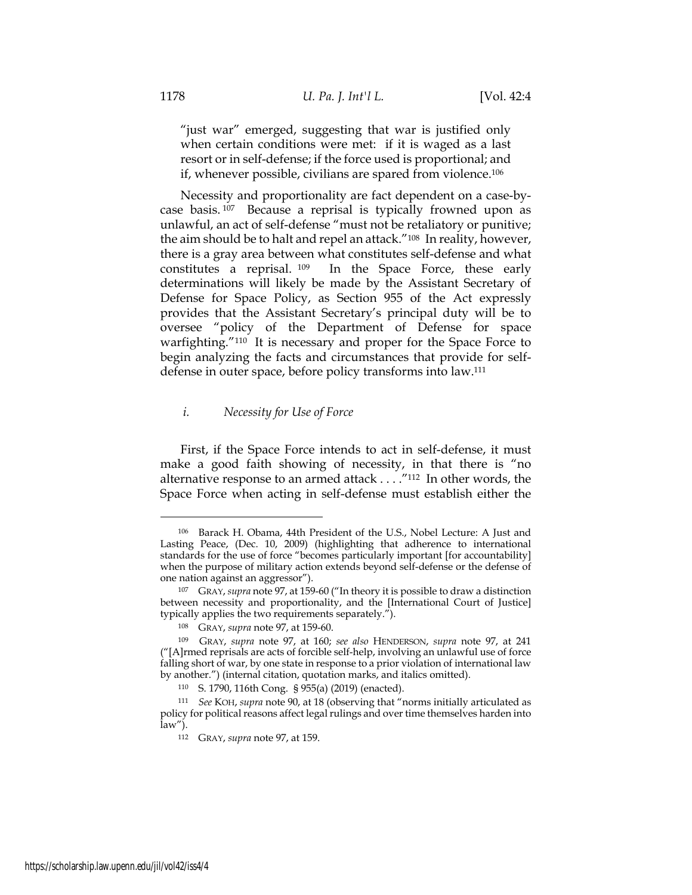"just war" emerged, suggesting that war is justified only when certain conditions were met: if it is waged as a last resort or in self-defense; if the force used is proportional; and if, whenever possible, civilians are spared from violence.[106]

Necessity and proportionality are fact dependent on a case-by-case basis.[107] Because a reprisal is typically frowned upon as unlawful, an act of self-defense "must not be retaliatory or punitive; the aim should be to halt and repel an attack."[108] In reality, however, there is a gray area between what constitutes self-defense and what constitutes a reprisal.[109] In the Space Force, these early determinations will likely be made by the Assistant Secretary of Defense for Space Policy, as Section 955 of the Act expressly provides that the Assistant Secretary's principal duty will be to oversee "policy of the Department of Defense for space warfighting."[110] It is necessary and proper for the Space Force to begin analyzing the facts and circumstances that provide for self-defense in outer space, before policy transforms into law.[111]

### *i. Necessity for Use of Force*

First, if the Space Force intends to act in self-defense, it must make a good faith showing of necessity, in that there is "no alternative response to an armed attack . . . ."[112] In other words, the Space Force when acting in self-defense must establish either the

---

[106] Barack H. Obama, 44th President of the U.S., Nobel Lecture: A Just and Lasting Peace, (Dec. 10, 2009) (highlighting that adherence to international standards for the use of force "becomes particularly important [for accountability] when the purpose of military action extends beyond self-defense or the defense of one nation against an aggressor").

[107] GRAY, *supra* note 97, at 159-60 ("In theory it is possible to draw a distinction between necessity and proportionality, and the [International Court of Justice] typically applies the two requirements separately.").

[108] GRAY, *supra* note 97, at 159-60.

[109] GRAY, *supra* note 97, at 160; *see also* HENDERSON, *supra* note 97, at 241 ("[A]rmed reprisals are acts of forcible self-help, involving an unlawful use of force falling short of war, by one state in response to a prior violation of international law by another.") (internal citation, quotation marks, and italics omitted).

[110] S. 1790, 116th Cong. § 955(a) (2019) (enacted).

[111] *See* KOH, *supra* note 90, at 18 (observing that "norms initially articulated as policy for political reasons affect legal rulings and over time themselves harden into law").

[112] GRAY, *supra* note 97, at 159.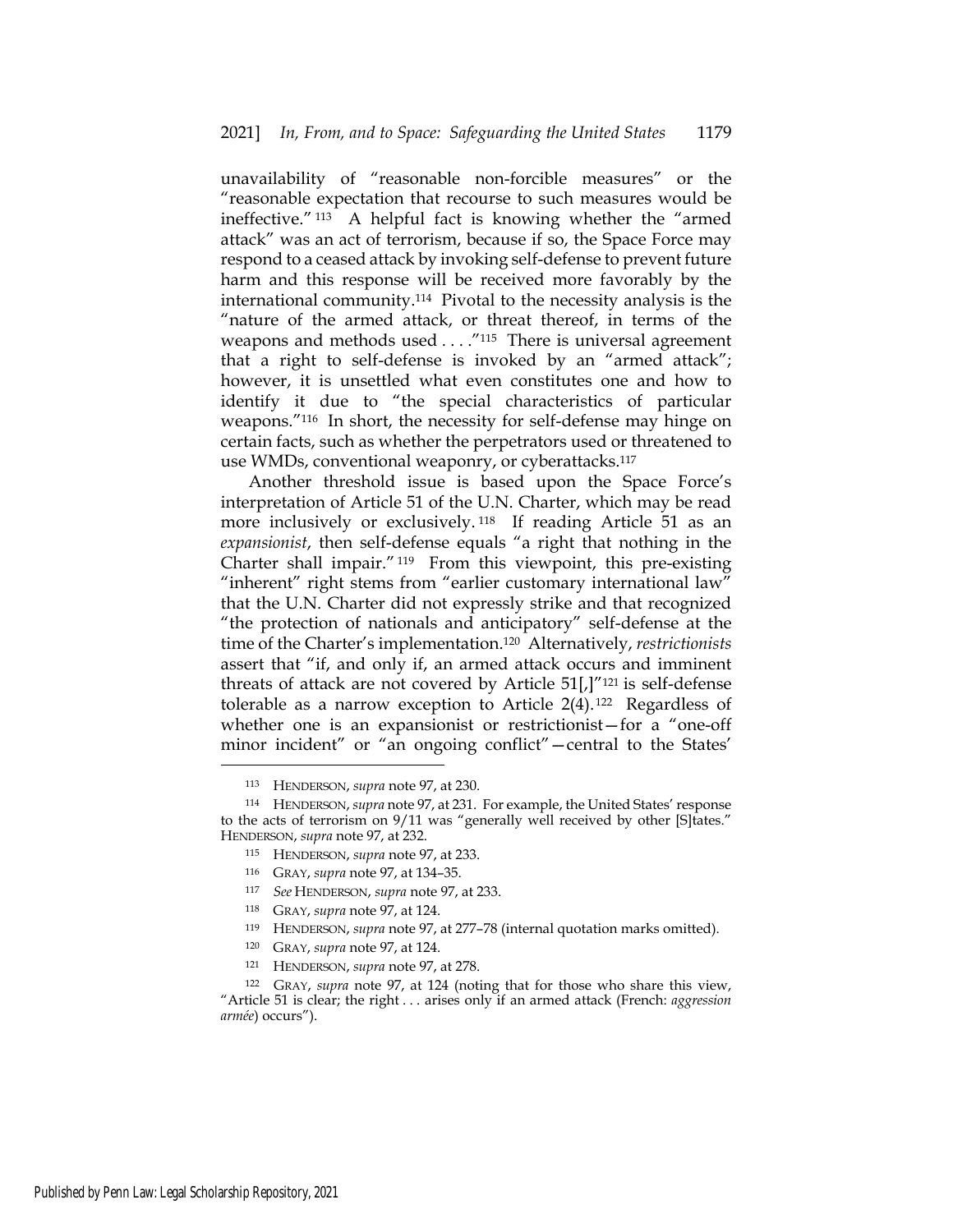unavailability of "reasonable non-forcible measures" or the "reasonable expectation that recourse to such measures would be ineffective."[113] A helpful fact is knowing whether the "armed attack" was an act of terrorism, because if so, the Space Force may respond to a ceased attack by invoking self-defense to prevent future harm and this response will be received more favorably by the international community.[114] Pivotal to the necessity analysis is the "nature of the armed attack, or threat thereof, in terms of the weapons and methods used . . . ."[115] There is universal agreement that a right to self-defense is invoked by an "armed attack"; however, it is unsettled what even constitutes one and how to identify it due to "the special characteristics of particular weapons."[116] In short, the necessity for self-defense may hinge on certain facts, such as whether the perpetrators used or threatened to use WMDs, conventional weaponry, or cyberattacks.[117]

Another threshold issue is based upon the Space Force's interpretation of Article 51 of the U.N. Charter, which may be read more inclusively or exclusively.[118] If reading Article 51 as an *expansionist*, then self-defense equals "a right that nothing in the Charter shall impair."[119] From this viewpoint, this pre-existing "inherent" right stems from "earlier customary international law" that the U.N. Charter did not expressly strike and that recognized "the protection of nationals and anticipatory" self-defense at the time of the Charter's implementation.[120] Alternatively, *restrictionists* assert that "if, and only if, an armed attack occurs and imminent threats of attack are not covered by Article 51[,]"[121] is self-defense tolerable as a narrow exception to Article 2(4).[122] Regardless of whether one is an expansionist or restrictionist—for a "one-off minor incident" or "an ongoing conflict"—central to the States'

---

[113] HENDERSON, *supra* note 97, at 230.

[114] HENDERSON, *supra* note 97, at 231. For example, the United States' response to the acts of terrorism on 9/11 was "generally well received by other [S]tates." HENDERSON, *supra* note 97, at 232.

[115] HENDERSON, *supra* note 97, at 233.

[116] GRAY, *supra* note 97, at 134–35.

[117] *See* HENDERSON, *supra* note 97, at 233.

[118] GRAY, *supra* note 97, at 124.

[119] HENDERSON, *supra* note 97, at 277–78 (internal quotation marks omitted).

[120] GRAY, *supra* note 97, at 124.

[121] HENDERSON, *supra* note 97, at 278.

[122] GRAY, *supra* note 97, at 124 (noting that for those who share this view, "Article 51 is clear; the right . . . arises only if an armed attack (French: *aggression armée*) occurs").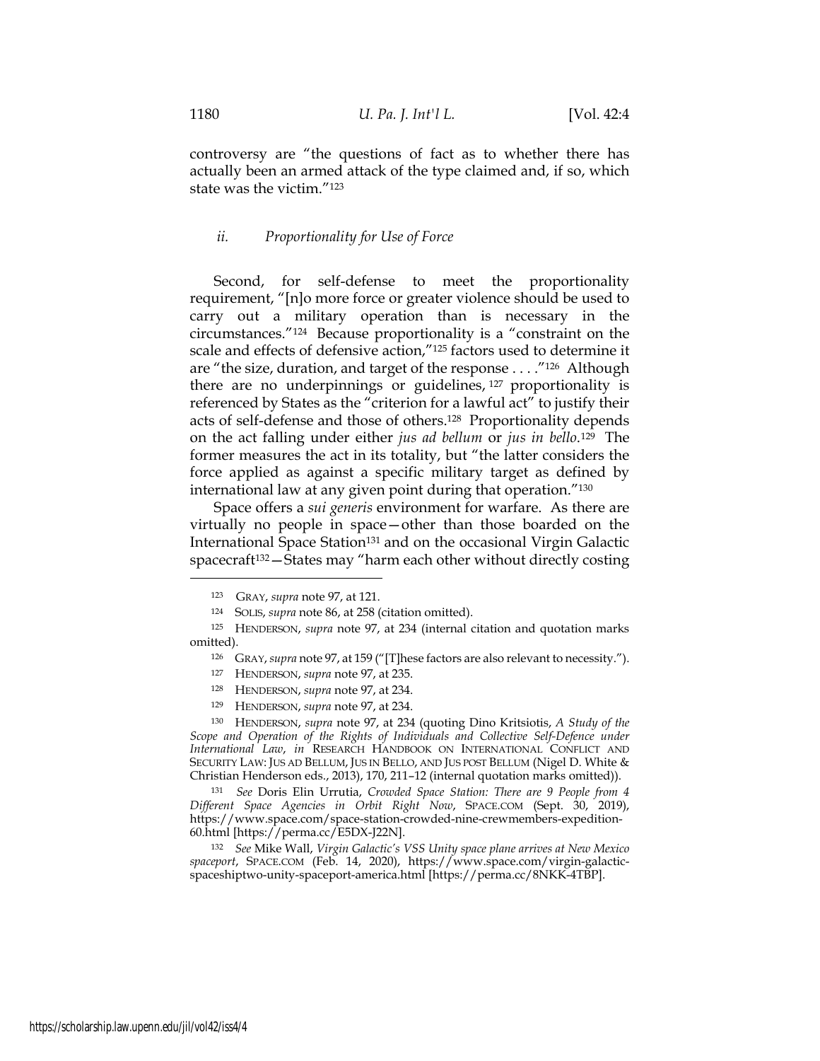controversy are "the questions of fact as to whether there has actually been an armed attack of the type claimed and, if so, which state was the victim."[123]

### *ii. Proportionality for Use of Force*

Second, for self-defense to meet the proportionality requirement, "[n]o more force or greater violence should be used to carry out a military operation than is necessary in the circumstances."[124] Because proportionality is a "constraint on the scale and effects of defensive action,"[125] factors used to determine it are "the size, duration, and target of the response . . . ."[126] Although there are no underpinnings or guidelines,[127] proportionality is referenced by States as the "criterion for a lawful act" to justify their acts of self-defense and those of others.[128] Proportionality depends on the act falling under either *jus ad bellum* or *jus in bello*.[129] The former measures the act in its totality, but "the latter considers the force applied as against a specific military target as defined by international law at any given point during that operation."[130]

Space offers a *sui generis* environment for warfare. As there are virtually no people in space—other than those boarded on the International Space Station[131] and on the occasional Virgin Galactic spacecraft[132]—States may "harm each other without directly costing

---

[123] GRAY, *supra* note 97, at 121.

[124] SOLIS, *supra* note 86, at 258 (citation omitted).

[125] HENDERSON, *supra* note 97, at 234 (internal citation and quotation marks omitted).

[126] GRAY, *supra* note 97, at 159 ("[T]hese factors are also relevant to necessity.").

[127] HENDERSON, *supra* note 97, at 235.

[128] HENDERSON, *supra* note 97, at 234.

[129] HENDERSON, *supra* note 97, at 234.

[130] HENDERSON, *supra* note 97, at 234 (quoting Dino Kritsiotis, *A Study of the Scope and Operation of the Rights of Individuals and Collective Self-Defence under International Law*, *in* RESEARCH HANDBOOK ON INTERNATIONAL CONFLICT AND SECURITY LAW: JUS AD BELLUM, JUS IN BELLO, AND JUS POST BELLUM (Nigel D. White & Christian Henderson eds., 2013), 170, 211–12 (internal quotation marks omitted)).

[131] *See* Doris Elin Urrutia, *Crowded Space Station: There are 9 People from 4 Different Space Agencies in Orbit Right Now*, SPACE.COM (Sept. 30, 2019), https://www.space.com/space-station-crowded-nine-crewmembers-expedition-60.html [https://perma.cc/E5DX-J22N].

[132] *See* Mike Wall, *Virgin Galactic's VSS Unity space plane arrives at New Mexico spaceport*, SPACE.COM (Feb. 14, 2020), https://www.space.com/virgin-galactic-spaceshiptwo-unity-spaceport-america.html [https://perma.cc/8NKK-4TBP].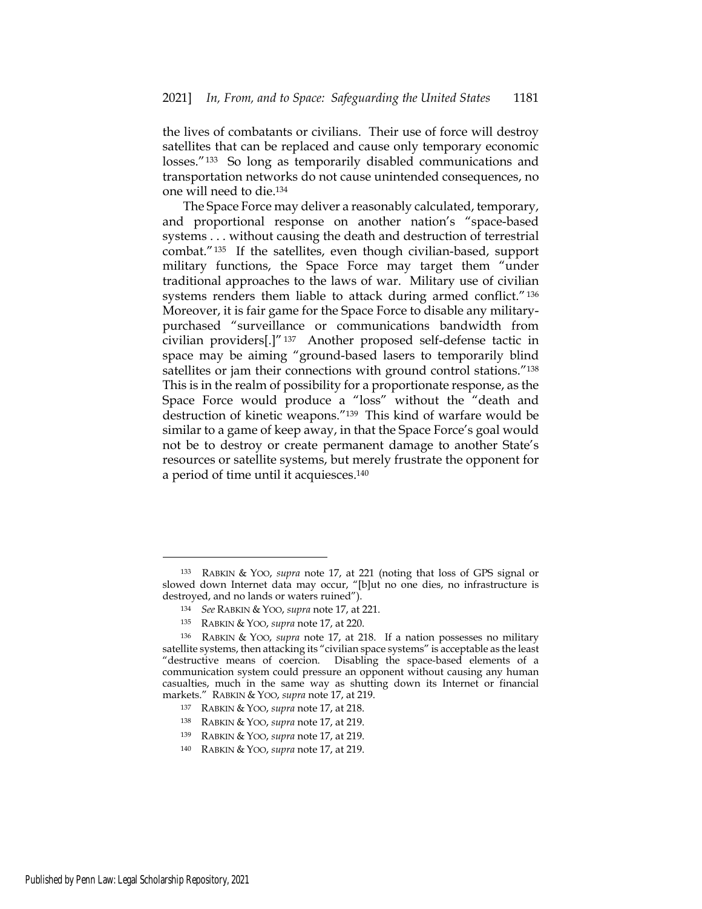the lives of combatants or civilians. Their use of force will destroy satellites that can be replaced and cause only temporary economic losses."[133] So long as temporarily disabled communications and transportation networks do not cause unintended consequences, no one will need to die.[134]

The Space Force may deliver a reasonably calculated, temporary, and proportional response on another nation's "space-based systems . . . without causing the death and destruction of terrestrial combat."[135] If the satellites, even though civilian-based, support military functions, the Space Force may target them "under traditional approaches to the laws of war. Military use of civilian systems renders them liable to attack during armed conflict."[136] Moreover, it is fair game for the Space Force to disable any military-purchased "surveillance or communications bandwidth from civilian providers[.]"[137] Another proposed self-defense tactic in space may be aiming "ground-based lasers to temporarily blind satellites or jam their connections with ground control stations."[138] This is in the realm of possibility for a proportionate response, as the Space Force would produce a "loss" without the "death and destruction of kinetic weapons."[139] This kind of warfare would be similar to a game of keep away, in that the Space Force's goal would not be to destroy or create permanent damage to another State's resources or satellite systems, but merely frustrate the opponent for a period of time until it acquiesces.[140]

---

[133] RABKIN & YOO, *supra* note 17, at 221 (noting that loss of GPS signal or slowed down Internet data may occur, "[b]ut no one dies, no infrastructure is destroyed, and no lands or waters ruined").

[134] *See* RABKIN & YOO, *supra* note 17, at 221.

[135] RABKIN & YOO, *supra* note 17, at 220.

[136] RABKIN & YOO, *supra* note 17, at 218. If a nation possesses no military satellite systems, then attacking its "civilian space systems" is acceptable as the least "destructive means of coercion. Disabling the space-based elements of a communication system could pressure an opponent without causing any human casualties, much in the same way as shutting down its Internet or financial markets." RABKIN & YOO, *supra* note 17, at 219.

[137] RABKIN & YOO, *supra* note 17, at 218.

[138] RABKIN & YOO, *supra* note 17, at 219.

[139] RABKIN & YOO, *supra* note 17, at 219.

[140] RABKIN & YOO, *supra* note 17, at 219.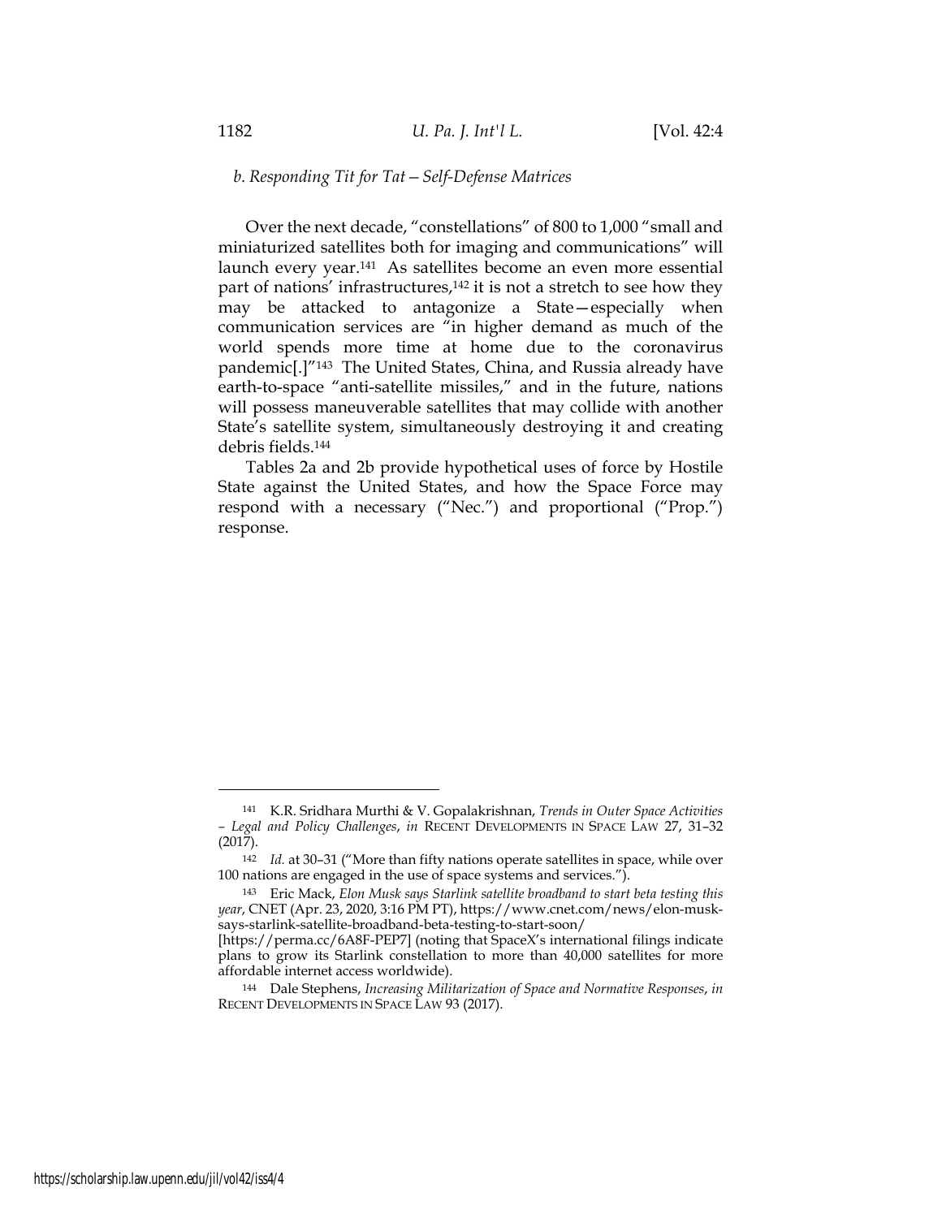*b. Responding Tit for Tat—Self-Defense Matrices*

Over the next decade, "constellations" of 800 to 1,000 "small and miniaturized satellites both for imaging and communications" will launch every year.[141] As satellites become an even more essential part of nations' infrastructures,[142] it is not a stretch to see how they may be attacked to antagonize a State—especially when communication services are "in higher demand as much of the world spends more time at home due to the coronavirus pandemic[.]"[143] The United States, China, and Russia already have earth-to-space "anti-satellite missiles," and in the future, nations will possess maneuverable satellites that may collide with another State's satellite system, simultaneously destroying it and creating debris fields.[144]

Tables 2a and 2b provide hypothetical uses of force by Hostile State against the United States, and how the Space Force may respond with a necessary ("Nec.") and proportional ("Prop.") response.

---

[141] K.R. Sridhara Murthi & V. Gopalakrishnan, *Trends in Outer Space Activities – Legal and Policy Challenges*, *in* RECENT DEVELOPMENTS IN SPACE LAW 27, 31–32 (2017).

[142] *Id.* at 30–31 ("More than fifty nations operate satellites in space, while over 100 nations are engaged in the use of space systems and services.").

[143] Eric Mack, *Elon Musk says Starlink satellite broadband to start beta testing this year*, CNET (Apr. 23, 2020, 3:16 PM PT), https://www.cnet.com/news/elon-musk-says-starlink-satellite-broadband-beta-testing-to-start-soon/ [https://perma.cc/6A8F-PEP7] (noting that SpaceX's international filings indicate plans to grow its Starlink constellation to more than 40,000 satellites for more affordable internet access worldwide).

[144] Dale Stephens, *Increasing Militarization of Space and Normative Responses*, *in* RECENT DEVELOPMENTS IN SPACE LAW 93 (2017).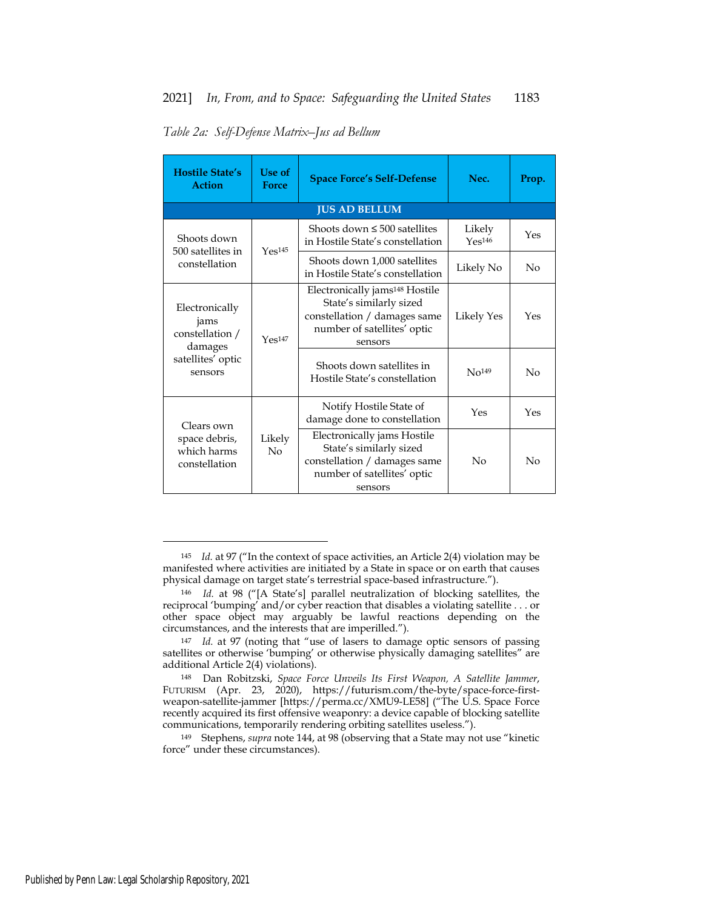*Table 2a: Self-Defense Matrix–Jus ad Bellum*

| Hostile State's Action | Use of Force | Space Force's Self-Defense | Nec. | Prop. |
|---|---|---|---|---|
| **JUS AD BELLUM** | | | | |
| Shoots down 500 satellites in constellation | Yes[145] | Shoots down ≤ 500 satellites in Hostile State's constellation | Likely Yes[146] | Yes |
| | | Shoots down 1,000 satellites in Hostile State's constellation | Likely No | No |
| Electronically jams constellation / damages satellites' optic sensors | Yes[147] | Electronically jams[148] Hostile State's similarly sized constellation / damages same number of satellites' optic sensors | Likely Yes | Yes |
| | | Shoots down satellites in Hostile State's constellation | No[149] | No |
| Clears own space debris, which harms constellation | Likely No | Notify Hostile State of damage done to constellation | Yes | Yes |
| | | Electronically jams Hostile State's similarly sized constellation / damages same number of satellites' optic sensors | No | No |

---

145 *Id.* at 97 ("In the context of space activities, an Article 2(4) violation may be manifested where activities are initiated by a State in space or on earth that causes physical damage on target state's terrestrial space-based infrastructure.").

146 *Id.* at 98 ("[A State's] parallel neutralization of blocking satellites, the reciprocal 'bumping' and/or cyber reaction that disables a violating satellite . . . or other space object may arguably be lawful reactions depending on the circumstances, and the interests that are imperilled.").

147 *Id.* at 97 (noting that "use of lasers to damage optic sensors of passing satellites or otherwise 'bumping' or otherwise physically damaging satellites" are additional Article 2(4) violations).

148 Dan Robitzski, *Space Force Unveils Its First Weapon, A Satellite Jammer*, FUTURISM (Apr. 23, 2020), https://futurism.com/the-byte/space-force-first-weapon-satellite-jammer [https://perma.cc/XMU9-LE58] ("The U.S. Space Force recently acquired its first offensive weaponry: a device capable of blocking satellite communications, temporarily rendering orbiting satellites useless.").

149 Stephens, *supra* note 144, at 98 (observing that a State may not use "kinetic force" under these circumstances).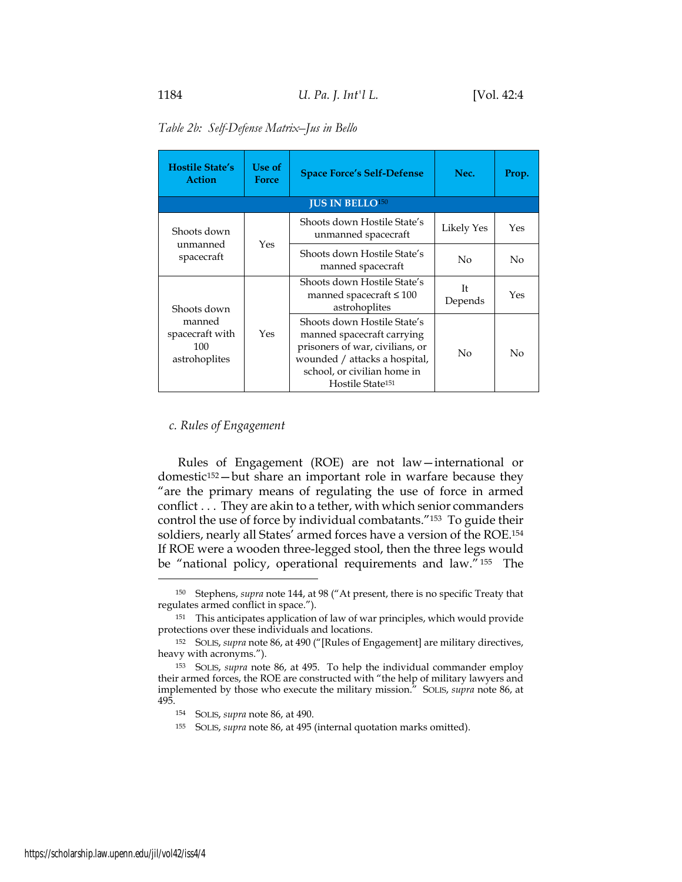*Table 2b: Self-Defense Matrix–Jus in Bello*

| Hostile State's Action | Use of Force | Space Force's Self-Defense | Nec. | Prop. |
|---|---|---|---|---|
| **JUS IN BELLO**[150] | | | | |
| Shoots down unmanned spacecraft | Yes | Shoots down Hostile State's unmanned spacecraft | Likely Yes | Yes |
| | | Shoots down Hostile State's manned spacecraft | No | No |
| Shoots down manned spacecraft with 100 astrohoplites | Yes | Shoots down Hostile State's manned spacecraft ≤ 100 astrohoplites | It Depends | Yes |
| | | Shoots down Hostile State's manned spacecraft carrying prisoners of war, civilians, or wounded / attacks a hospital, school, or civilian home in Hostile State[151] | No | No |

*c. Rules of Engagement*

Rules of Engagement (ROE) are not law—international or domestic[152]—but share an important role in warfare because they "are the primary means of regulating the use of force in armed conflict . . . They are akin to a tether, with which senior commanders control the use of force by individual combatants."[153] To guide their soldiers, nearly all States' armed forces have a version of the ROE.[154] If ROE were a wooden three-legged stool, then the three legs would be "national policy, operational requirements and law."[155] The

---

[150] Stephens, *supra* note 144, at 98 ("At present, there is no specific Treaty that regulates armed conflict in space.").

[151] This anticipates application of law of war principles, which would provide protections over these individuals and locations.

[152] SOLIS, *supra* note 86, at 490 ("[Rules of Engagement] are military directives, heavy with acronyms.").

[153] SOLIS, *supra* note 86, at 495. To help the individual commander employ their armed forces, the ROE are constructed with "the help of military lawyers and implemented by those who execute the military mission." SOLIS, *supra* note 86, at 495.

[154] SOLIS, *supra* note 86, at 490.

[155] SOLIS, *supra* note 86, at 495 (internal quotation marks omitted).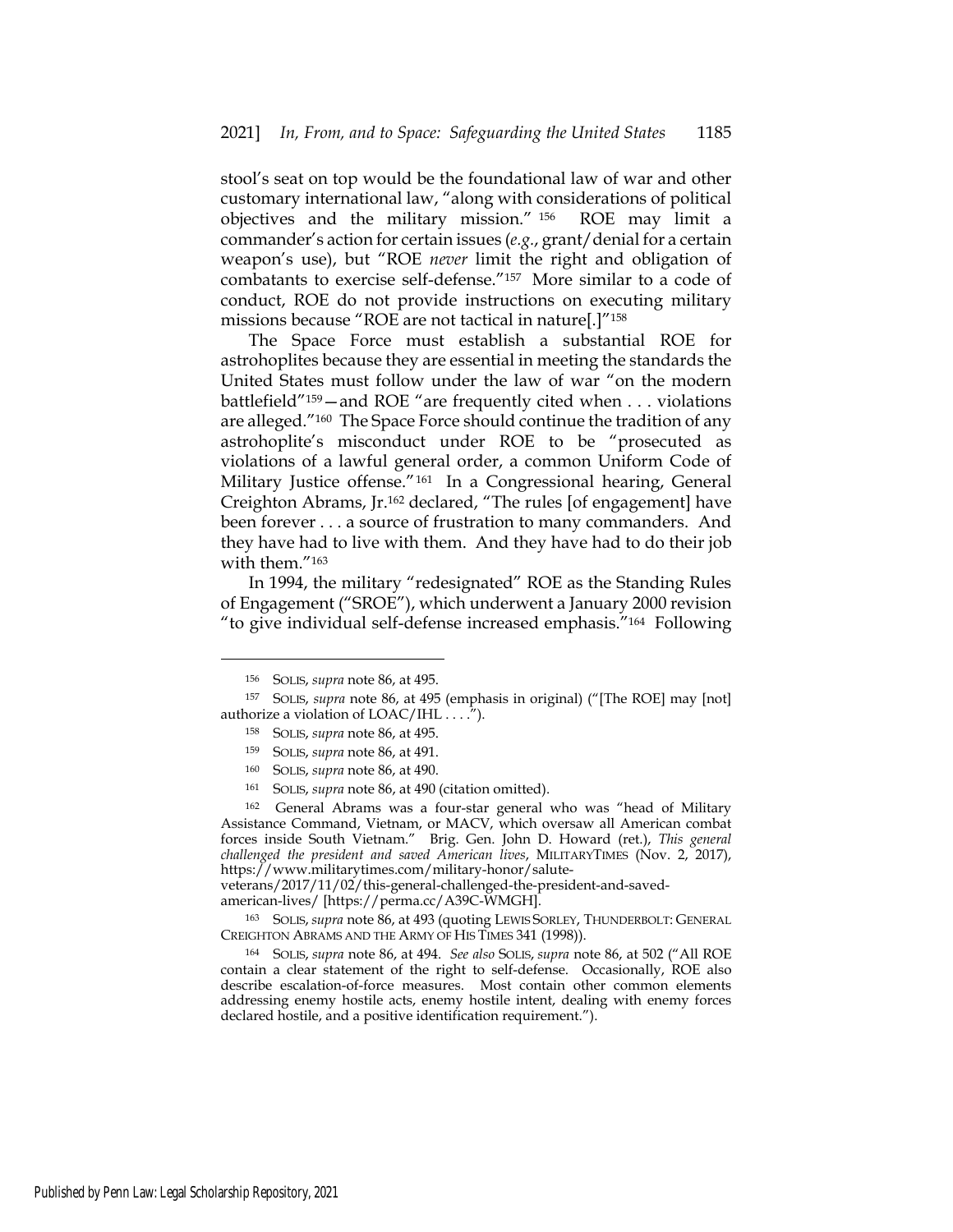stool's seat on top would be the foundational law of war and other customary international law, "along with considerations of political objectives and the military mission."[156] ROE may limit a commander's action for certain issues (*e.g.*, grant/denial for a certain weapon's use), but "ROE *never* limit the right and obligation of combatants to exercise self-defense."[157] More similar to a code of conduct, ROE do not provide instructions on executing military missions because "ROE are not tactical in nature[.]"[158]

The Space Force must establish a substantial ROE for astrohoplites because they are essential in meeting the standards the United States must follow under the law of war "on the modern battlefield"[159]—and ROE "are frequently cited when . . . violations are alleged."[160] The Space Force should continue the tradition of any astrohoplite's misconduct under ROE to be "prosecuted as violations of a lawful general order, a common Uniform Code of Military Justice offense."[161] In a Congressional hearing, General Creighton Abrams, Jr.[162] declared, "The rules [of engagement] have been forever . . . a source of frustration to many commanders. And they have had to live with them. And they have had to do their job with them."[163]

In 1994, the military "redesignated" ROE as the Standing Rules of Engagement ("SROE"), which underwent a January 2000 revision "to give individual self-defense increased emphasis."[164] Following

---

[156] SOLIS, *supra* note 86, at 495.

[157] SOLIS, *supra* note 86, at 495 (emphasis in original) ("[The ROE] may [not] authorize a violation of LOAC/IHL . . . .").

[158] SOLIS, *supra* note 86, at 495.

[159] SOLIS, *supra* note 86, at 491.

[160] SOLIS, *supra* note 86, at 490.

[161] SOLIS, *supra* note 86, at 490 (citation omitted).

[162] General Abrams was a four-star general who was "head of Military Assistance Command, Vietnam, or MACV, which oversaw all American combat forces inside South Vietnam." Brig. Gen. John D. Howard (ret.), *This general challenged the president and saved American lives*, MILITARYTIMES (Nov. 2, 2017), https://www.militarytimes.com/military-honor/salute-veterans/2017/11/02/this-general-challenged-the-president-and-saved-american-lives/ [https://perma.cc/A39C-WMGH].

[163] SOLIS, *supra* note 86, at 493 (quoting LEWIS SORLEY, THUNDERBOLT: GENERAL CREIGHTON ABRAMS AND THE ARMY OF HIS TIMES 341 (1998)).

[164] SOLIS, *supra* note 86, at 494. *See also* SOLIS, *supra* note 86, at 502 ("All ROE contain a clear statement of the right to self-defense. Occasionally, ROE also describe escalation-of-force measures. Most contain other common elements addressing enemy hostile acts, enemy hostile intent, dealing with enemy forces declared hostile, and a positive identification requirement.").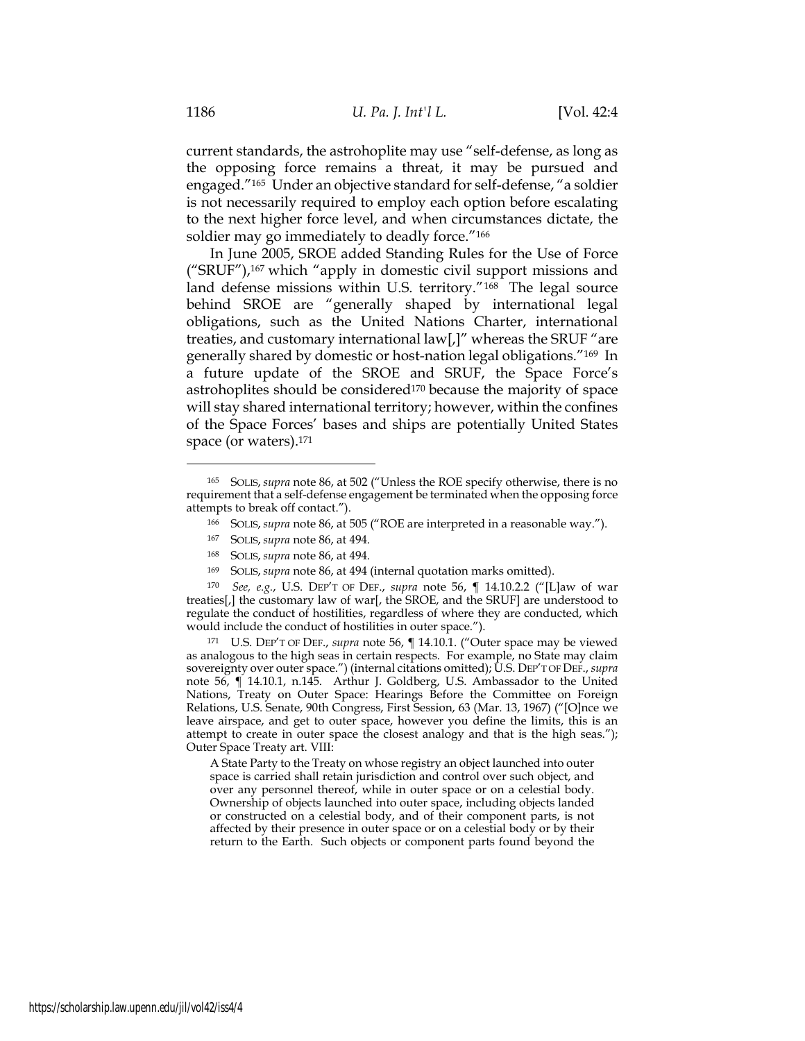current standards, the astrohoplite may use "self-defense, as long as the opposing force remains a threat, it may be pursued and engaged."[165] Under an objective standard for self-defense, "a soldier is not necessarily required to employ each option before escalating to the next higher force level, and when circumstances dictate, the soldier may go immediately to deadly force."[166]

In June 2005, SROE added Standing Rules for the Use of Force ("SRUF"),[167] which "apply in domestic civil support missions and land defense missions within U.S. territory."[168] The legal source behind SROE are "generally shaped by international legal obligations, such as the United Nations Charter, international treaties, and customary international law[,]" whereas the SRUF "are generally shared by domestic or host-nation legal obligations."[169] In a future update of the SROE and SRUF, the Space Force's astrohoplites should be considered[170] because the majority of space will stay shared international territory; however, within the confines of the Space Forces' bases and ships are potentially United States space (or waters).[171]

---

[165] SOLIS, *supra* note 86, at 502 ("Unless the ROE specify otherwise, there is no requirement that a self-defense engagement be terminated when the opposing force attempts to break off contact.").

[166] SOLIS, *supra* note 86, at 505 ("ROE are interpreted in a reasonable way.").

[167] SOLIS, *supra* note 86, at 494.

[168] SOLIS, *supra* note 86, at 494.

[169] SOLIS, *supra* note 86, at 494 (internal quotation marks omitted).

[170] *See, e.g.*, U.S. DEP'T OF DEF., *supra* note 56, ¶ 14.10.2.2 ("[L]aw of war treaties[,] the customary law of war[, the SROE, and the SRUF] are understood to regulate the conduct of hostilities, regardless of where they are conducted, which would include the conduct of hostilities in outer space.").

[171] U.S. DEP'T OF DEF., *supra* note 56, ¶ 14.10.1. ("Outer space may be viewed as analogous to the high seas in certain respects. For example, no State may claim sovereignty over outer space.") (internal citations omitted); U.S. DEP'T OF DEF., *supra* note 56, ¶ 14.10.1, n.145. Arthur J. Goldberg, U.S. Ambassador to the United Nations, Treaty on Outer Space: Hearings Before the Committee on Foreign Relations, U.S. Senate, 90th Congress, First Session, 63 (Mar. 13, 1967) ("[O]nce we leave airspace, and get to outer space, however you define the limits, this is an attempt to create in outer space the closest analogy and that is the high seas."); Outer Space Treaty art. VIII:

> A State Party to the Treaty on whose registry an object launched into outer space is carried shall retain jurisdiction and control over such object, and over any personnel thereof, while in outer space or on a celestial body. Ownership of objects launched into outer space, including objects landed or constructed on a celestial body, and of their component parts, is not affected by their presence in outer space or on a celestial body or by their return to the Earth. Such objects or component parts found beyond the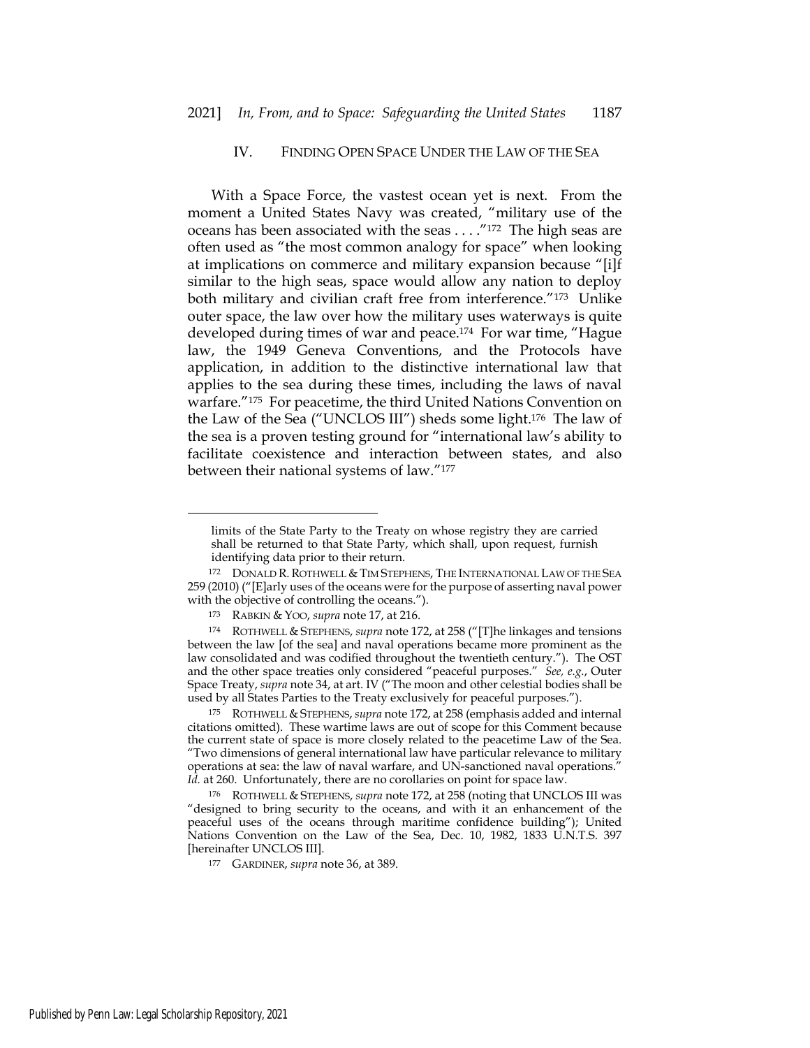## IV. FINDING OPEN SPACE UNDER THE LAW OF THE SEA

With a Space Force, the vastest ocean yet is next. From the moment a United States Navy was created, "military use of the oceans has been associated with the seas . . . ."[172] The high seas are often used as "the most common analogy for space" when looking at implications on commerce and military expansion because "[i]f similar to the high seas, space would allow any nation to deploy both military and civilian craft free from interference."[173] Unlike outer space, the law over how the military uses waterways is quite developed during times of war and peace.[174] For war time, "Hague law, the 1949 Geneva Conventions, and the Protocols have application, in addition to the distinctive international law that applies to the sea during these times, including the laws of naval warfare."[175] For peacetime, the third United Nations Convention on the Law of the Sea ("UNCLOS III") sheds some light.[176] The law of the sea is a proven testing ground for "international law's ability to facilitate coexistence and interaction between states, and also between their national systems of law."[177]

---

limits of the State Party to the Treaty on whose registry they are carried shall be returned to that State Party, which shall, upon request, furnish identifying data prior to their return.

172 DONALD R. ROTHWELL & TIM STEPHENS, THE INTERNATIONAL LAW OF THE SEA 259 (2010) ("[E]arly uses of the oceans were for the purpose of asserting naval power with the objective of controlling the oceans.").

173 RABKIN & YOO, *supra* note 17, at 216.

174 ROTHWELL & STEPHENS, *supra* note 172, at 258 ("[T]he linkages and tensions between the law [of the sea] and naval operations became more prominent as the law consolidated and was codified throughout the twentieth century."). The OST and the other space treaties only considered "peaceful purposes." *See, e.g.*, Outer Space Treaty, *supra* note 34, at art. IV ("The moon and other celestial bodies shall be used by all States Parties to the Treaty exclusively for peaceful purposes.").

175 ROTHWELL & STEPHENS, *supra* note 172, at 258 (emphasis added and internal citations omitted). These wartime laws are out of scope for this Comment because the current state of space is more closely related to the peacetime Law of the Sea. "Two dimensions of general international law have particular relevance to military operations at sea: the law of naval warfare, and UN-sanctioned naval operations." *Id.* at 260. Unfortunately, there are no corollaries on point for space law.

176 ROTHWELL & STEPHENS, *supra* note 172, at 258 (noting that UNCLOS III was "designed to bring security to the oceans, and with it an enhancement of the peaceful uses of the oceans through maritime confidence building"); United Nations Convention on the Law of the Sea, Dec. 10, 1982, 1833 U.N.T.S. 397 [hereinafter UNCLOS III].

177 GARDINER, *supra* note 36, at 389.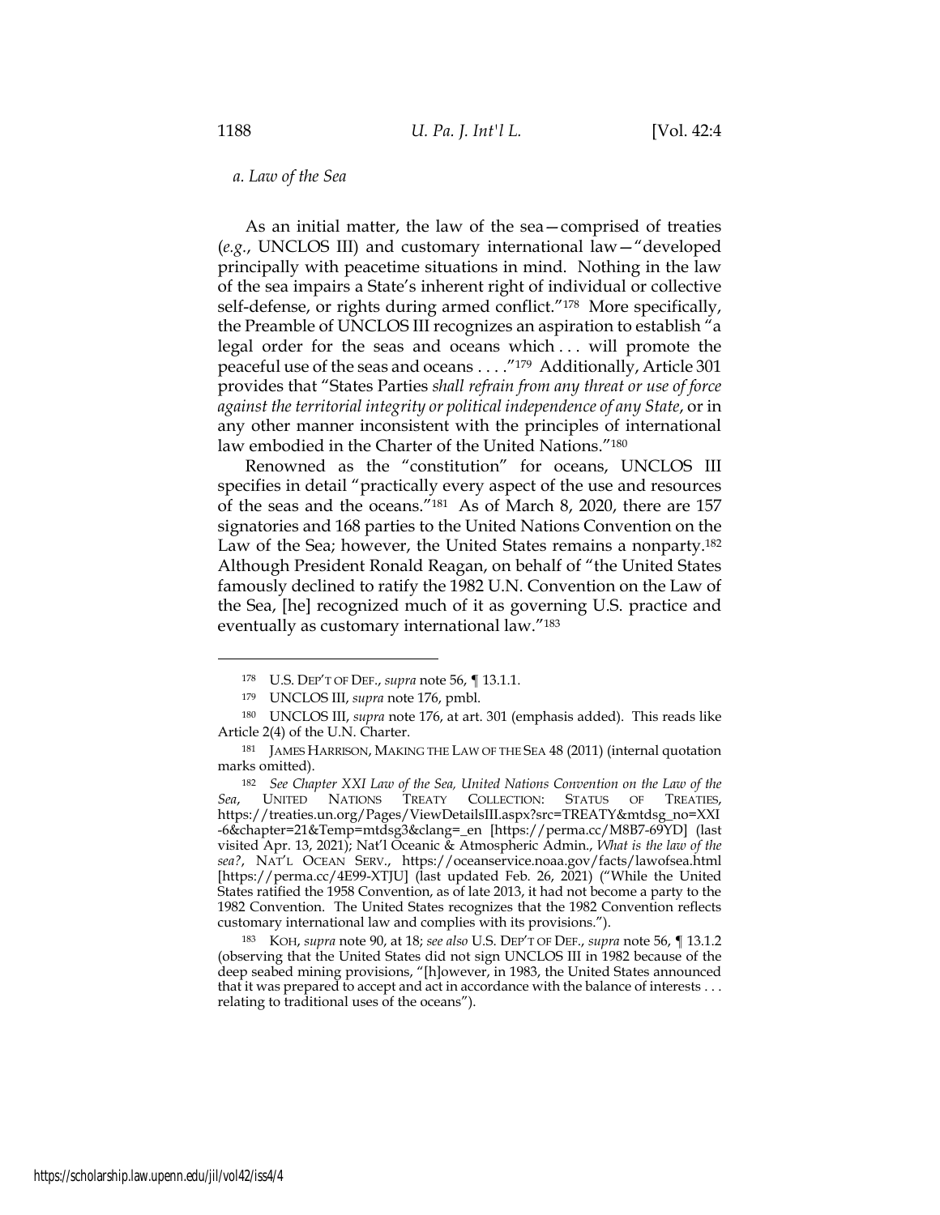*a. Law of the Sea*

As an initial matter, the law of the sea—comprised of treaties (*e.g.*, UNCLOS III) and customary international law—"developed principally with peacetime situations in mind. Nothing in the law of the sea impairs a State's inherent right of individual or collective self-defense, or rights during armed conflict."[178] More specifically, the Preamble of UNCLOS III recognizes an aspiration to establish "a legal order for the seas and oceans which . . . will promote the peaceful use of the seas and oceans . . . ."[179] Additionally, Article 301 provides that "States Parties *shall refrain from any threat or use of force against the territorial integrity or political independence of any State*, or in any other manner inconsistent with the principles of international law embodied in the Charter of the United Nations."[180]

Renowned as the "constitution" for oceans, UNCLOS III specifies in detail "practically every aspect of the use and resources of the seas and the oceans."[181] As of March 8, 2020, there are 157 signatories and 168 parties to the United Nations Convention on the Law of the Sea; however, the United States remains a nonparty.[182] Although President Ronald Reagan, on behalf of "the United States famously declined to ratify the 1982 U.N. Convention on the Law of the Sea, [he] recognized much of it as governing U.S. practice and eventually as customary international law."[183]

---

[178] U.S. DEP'T OF DEF., *supra* note 56, ¶ 13.1.1.

[179] UNCLOS III, *supra* note 176, pmbl.

[180] UNCLOS III, *supra* note 176, at art. 301 (emphasis added). This reads like Article 2(4) of the U.N. Charter.

[181] JAMES HARRISON, MAKING THE LAW OF THE SEA 48 (2011) (internal quotation marks omitted).

[182] *See Chapter XXI Law of the Sea, United Nations Convention on the Law of the Sea*, UNITED NATIONS TREATY COLLECTION: STATUS OF TREATIES, https://treaties.un.org/Pages/ViewDetailsIII.aspx?src=TREATY&mtdsg_no=XXI-6&chapter=21&Temp=mtdsg3&clang=_en [https://perma.cc/M8B7-69YD] (last visited Apr. 13, 2021); Nat'l Oceanic & Atmospheric Admin., *What is the law of the sea?*, NAT'L OCEAN SERV., https://oceanservice.noaa.gov/facts/lawofsea.html [https://perma.cc/4E99-XTJU] (last updated Feb. 26, 2021) ("While the United States ratified the 1958 Convention, as of late 2013, it had not become a party to the 1982 Convention. The United States recognizes that the 1982 Convention reflects customary international law and complies with its provisions.").

[183] KOH, *supra* note 90, at 18; *see also* U.S. DEP'T OF DEF., *supra* note 56, ¶ 13.1.2 (observing that the United States did not sign UNCLOS III in 1982 because of the deep seabed mining provisions, "[h]owever, in 1983, the United States announced that it was prepared to accept and act in accordance with the balance of interests . . . relating to traditional uses of the oceans").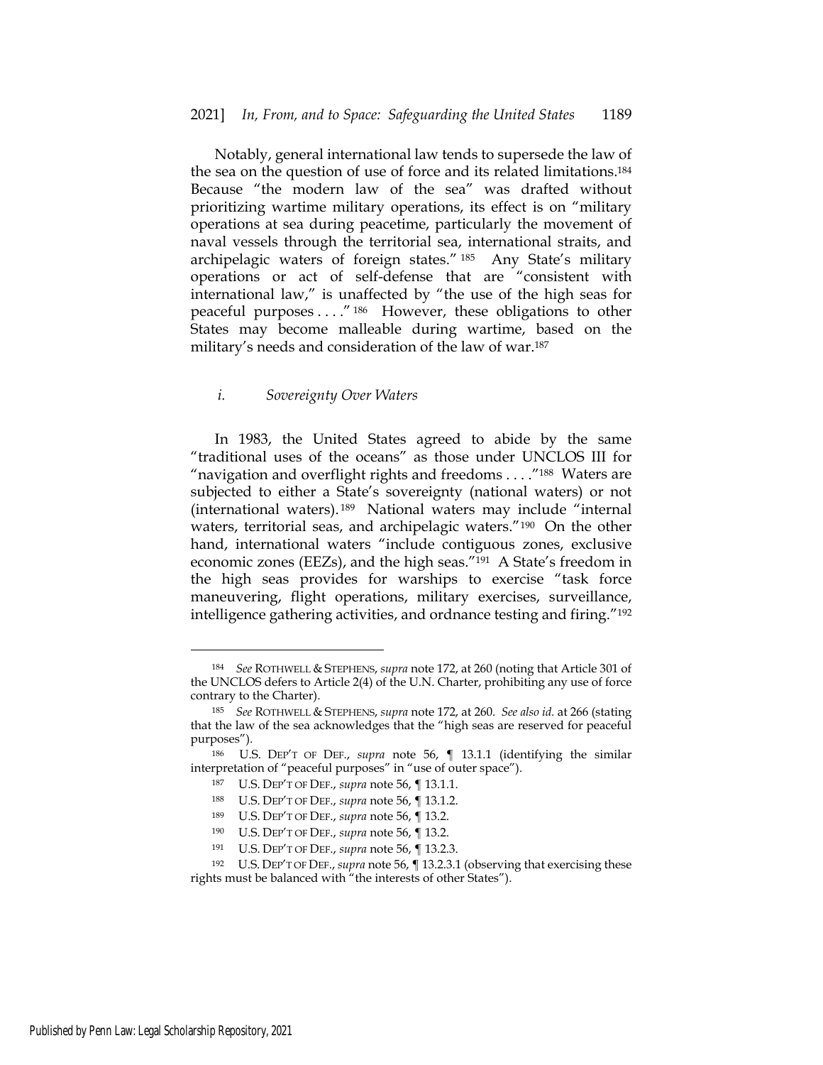Notably, general international law tends to supersede the law of the sea on the question of use of force and its related limitations.[184] Because "the modern law of the sea" was drafted without prioritizing wartime military operations, its effect is on "military operations at sea during peacetime, particularly the movement of naval vessels through the territorial sea, international straits, and archipelagic waters of foreign states."[185] Any State's military operations or act of self-defense that are "consistent with international law," is unaffected by "the use of the high seas for peaceful purposes . . . ."[186] However, these obligations to other States may become malleable during wartime, based on the military's needs and consideration of the law of war.[187]

### *i. Sovereignty Over Waters*

In 1983, the United States agreed to abide by the same "traditional uses of the oceans" as those under UNCLOS III for "navigation and overflight rights and freedoms . . . ."[188] Waters are subjected to either a State's sovereignty (national waters) or not (international waters).[189] National waters may include "internal waters, territorial seas, and archipelagic waters."[190] On the other hand, international waters "include contiguous zones, exclusive economic zones (EEZs), and the high seas."[191] A State's freedom in the high seas provides for warships to exercise "task force maneuvering, flight operations, military exercises, surveillance, intelligence gathering activities, and ordnance testing and firing."[192]

---

[184] *See* ROTHWELL & STEPHENS, *supra* note 172, at 260 (noting that Article 301 of the UNCLOS defers to Article 2(4) of the U.N. Charter, prohibiting any use of force contrary to the Charter).

[185] *See* ROTHWELL & STEPHENS, *supra* note 172, at 260. *See also id.* at 266 (stating that the law of the sea acknowledges that the "high seas are reserved for peaceful purposes").

[186] U.S. DEP'T OF DEF., *supra* note 56, ¶ 13.1.1 (identifying the similar interpretation of "peaceful purposes" in "use of outer space").

[187] U.S. DEP'T OF DEF., *supra* note 56, ¶ 13.1.1.

[188] U.S. DEP'T OF DEF., *supra* note 56, ¶ 13.1.2.

[189] U.S. DEP'T OF DEF., *supra* note 56, ¶ 13.2.

[190] U.S. DEP'T OF DEF., *supra* note 56, ¶ 13.2.

[191] U.S. DEP'T OF DEF., *supra* note 56, ¶ 13.2.3.

[192] U.S. DEP'T OF DEF., *supra* note 56, ¶ 13.2.3.1 (observing that exercising these rights must be balanced with "the interests of other States").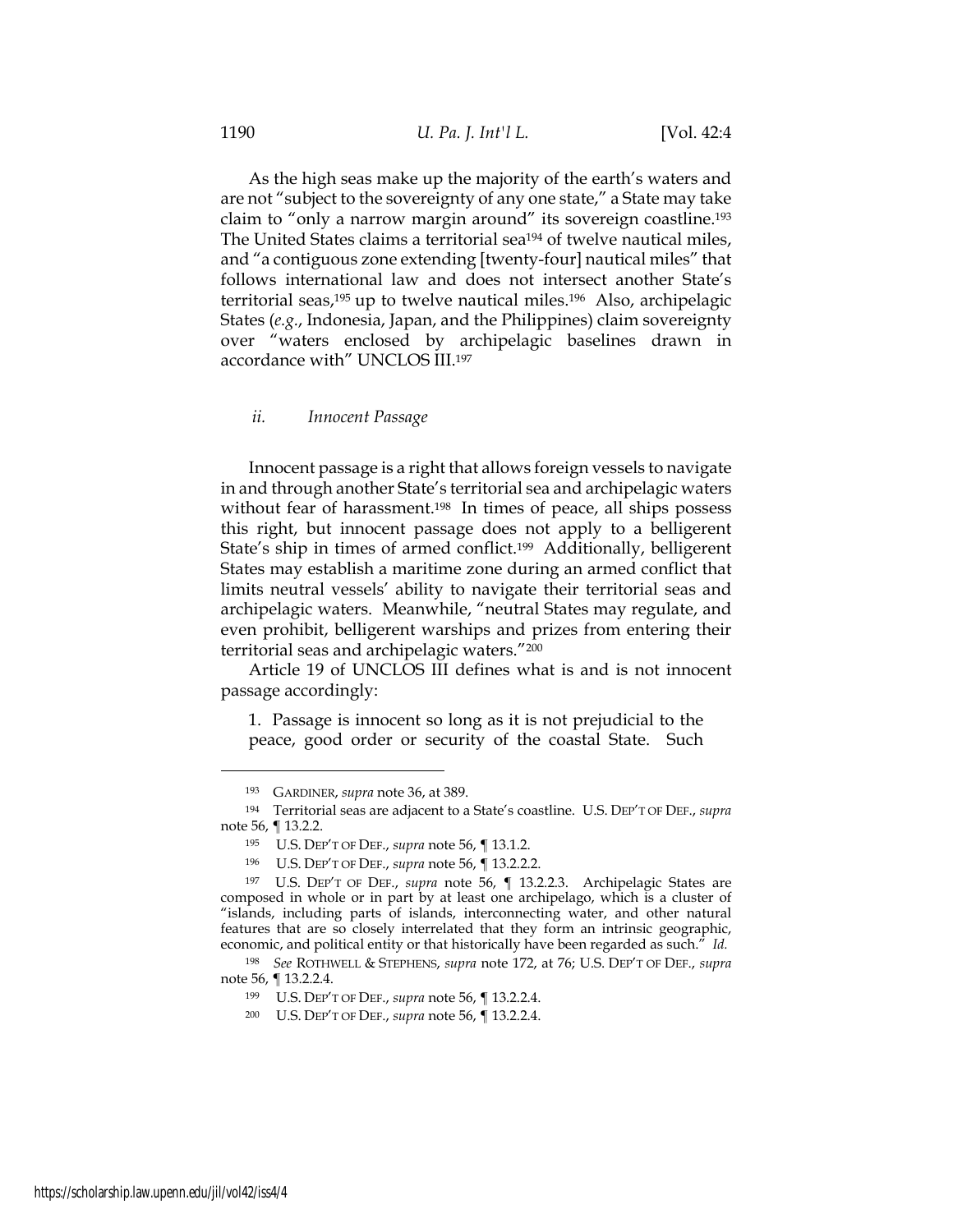As the high seas make up the majority of the earth's waters and are not "subject to the sovereignty of any one state," a State may take claim to "only a narrow margin around" its sovereign coastline.[193] The United States claims a territorial sea[194] of twelve nautical miles, and "a contiguous zone extending [twenty-four] nautical miles" that follows international law and does not intersect another State's territorial seas,[195] up to twelve nautical miles.[196] Also, archipelagic States (*e.g.*, Indonesia, Japan, and the Philippines) claim sovereignty over "waters enclosed by archipelagic baselines drawn in accordance with" UNCLOS III.[197]

#### *ii. Innocent Passage*

Innocent passage is a right that allows foreign vessels to navigate in and through another State's territorial sea and archipelagic waters without fear of harassment.[198] In times of peace, all ships possess this right, but innocent passage does not apply to a belligerent State's ship in times of armed conflict.[199] Additionally, belligerent States may establish a maritime zone during an armed conflict that limits neutral vessels' ability to navigate their territorial seas and archipelagic waters. Meanwhile, "neutral States may regulate, and even prohibit, belligerent warships and prizes from entering their territorial seas and archipelagic waters."[200]

Article 19 of UNCLOS III defines what is and is not innocent passage accordingly:

> 1. Passage is innocent so long as it is not prejudicial to the peace, good order or security of the coastal State. Such

---

[193] GARDINER, *supra* note 36, at 389.

[194] Territorial seas are adjacent to a State's coastline. U.S. DEP'T OF DEF., *supra* note 56, ¶ 13.2.2.

[195] U.S. DEP'T OF DEF., *supra* note 56, ¶ 13.1.2.

[196] U.S. DEP'T OF DEF., *supra* note 56, ¶ 13.2.2.2.

[197] U.S. DEP'T OF DEF., *supra* note 56, ¶ 13.2.2.3. Archipelagic States are composed in whole or in part by at least one archipelago, which is a cluster of "islands, including parts of islands, interconnecting water, and other natural features that are so closely interrelated that they form an intrinsic geographic, economic, and political entity or that historically have been regarded as such." *Id.*

[198] *See* ROTHWELL & STEPHENS, *supra* note 172, at 76; U.S. DEP'T OF DEF., *supra* note 56, ¶ 13.2.2.4.

[199] U.S. DEP'T OF DEF., *supra* note 56, ¶ 13.2.2.4.

[200] U.S. DEP'T OF DEF., *supra* note 56, ¶ 13.2.2.4.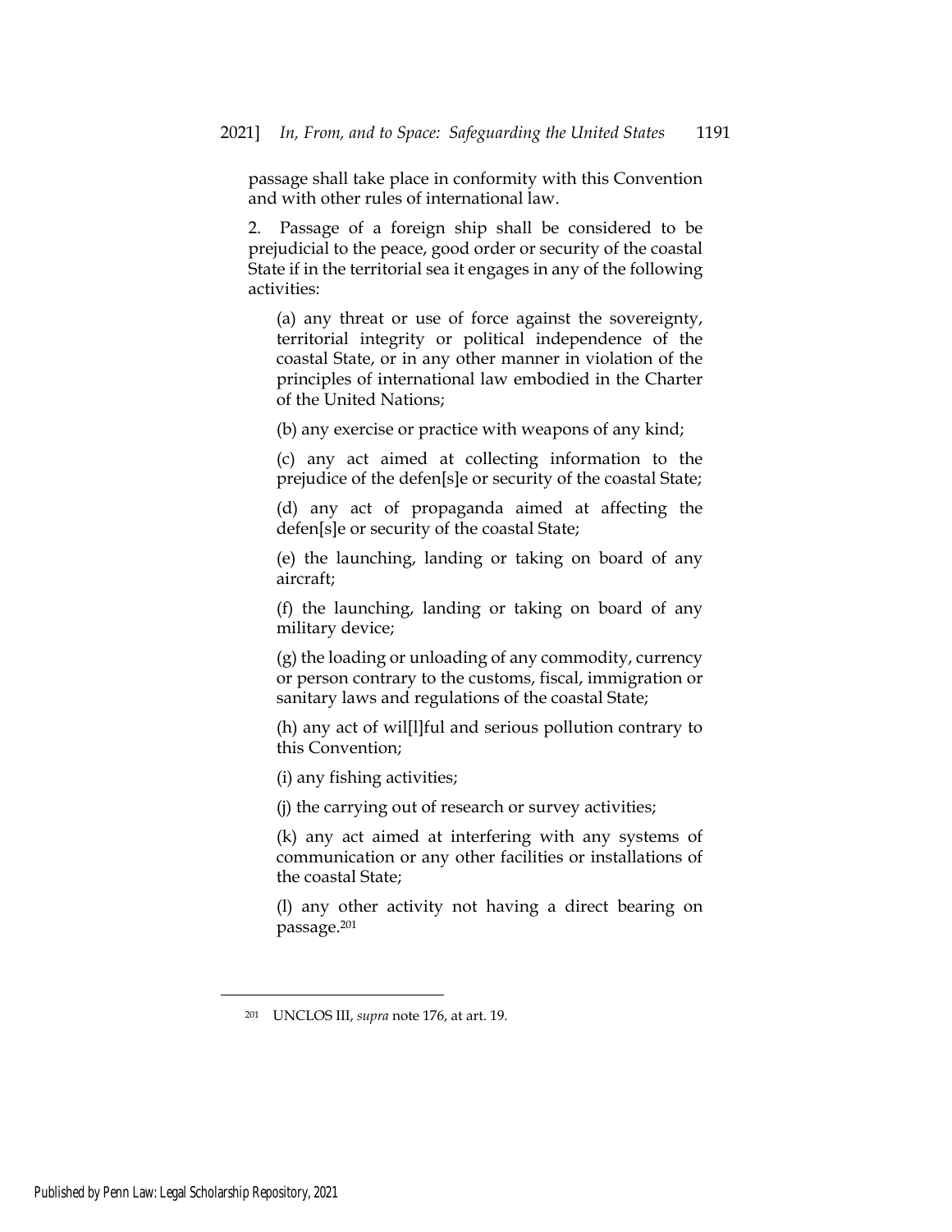passage shall take place in conformity with this Convention and with other rules of international law.

2. Passage of a foreign ship shall be considered to be prejudicial to the peace, good order or security of the coastal State if in the territorial sea it engages in any of the following activities:

> (a) any threat or use of force against the sovereignty, territorial integrity or political independence of the coastal State, or in any other manner in violation of the principles of international law embodied in the Charter of the United Nations;
>
> (b) any exercise or practice with weapons of any kind;
>
> (c) any act aimed at collecting information to the prejudice of the defen[s]e or security of the coastal State;
>
> (d) any act of propaganda aimed at affecting the defen[s]e or security of the coastal State;
>
> (e) the launching, landing or taking on board of any aircraft;
>
> (f) the launching, landing or taking on board of any military device;
>
> (g) the loading or unloading of any commodity, currency or person contrary to the customs, fiscal, immigration or sanitary laws and regulations of the coastal State;
>
> (h) any act of wil[l]ful and serious pollution contrary to this Convention;
>
> (i) any fishing activities;
>
> (j) the carrying out of research or survey activities;
>
> (k) any act aimed at interfering with any systems of communication or any other facilities or installations of the coastal State;
>
> (l) any other activity not having a direct bearing on passage.[201]

---

[201] UNCLOS III, *supra* note 176, at art. 19.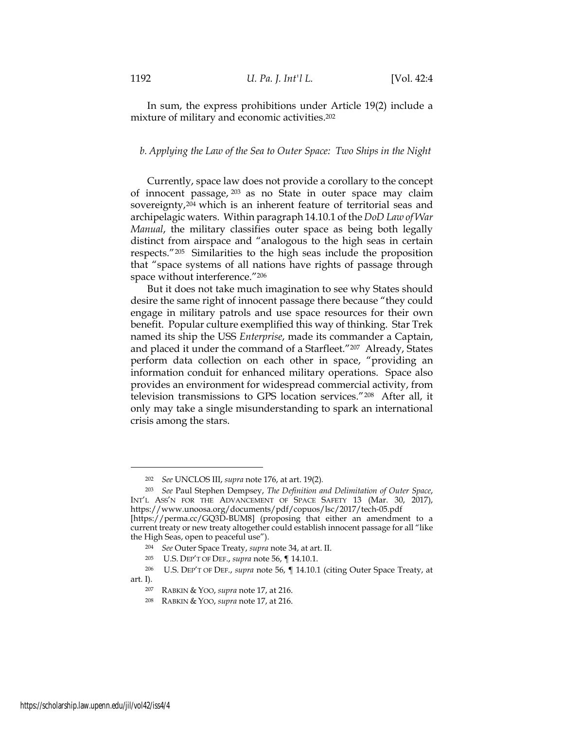In sum, the express prohibitions under Article 19(2) include a mixture of military and economic activities.[202]

### *b. Applying the Law of the Sea to Outer Space: Two Ships in the Night*

Currently, space law does not provide a corollary to the concept of innocent passage,[203] as no State in outer space may claim sovereignty,[204] which is an inherent feature of territorial seas and archipelagic waters. Within paragraph 14.10.1 of the *DoD Law of War Manual*, the military classifies outer space as being both legally distinct from airspace and "analogous to the high seas in certain respects."[205] Similarities to the high seas include the proposition that "space systems of all nations have rights of passage through space without interference."[206]

But it does not take much imagination to see why States should desire the same right of innocent passage there because "they could engage in military patrols and use space resources for their own benefit. Popular culture exemplified this way of thinking. Star Trek named its ship the USS *Enterprise*, made its commander a Captain, and placed it under the command of a Starfleet."[207] Already, States perform data collection on each other in space, "providing an information conduit for enhanced military operations. Space also provides an environment for widespread commercial activity, from television transmissions to GPS location services."[208] After all, it only may take a single misunderstanding to spark an international crisis among the stars.

---

[202] *See* UNCLOS III, *supra* note 176, at art. 19(2).

[203] *See* Paul Stephen Dempsey, *The Definition and Delimitation of Outer Space*, INT'L ASS'N FOR THE ADVANCEMENT OF SPACE SAFETY 13 (Mar. 30, 2017), https://www.unoosa.org/documents/pdf/copuos/lsc/2017/tech-05.pdf [https://perma.cc/GQ3D-BUM8] (proposing that either an amendment to a current treaty or new treaty altogether could establish innocent passage for all "like the High Seas, open to peaceful use").

[204] *See* Outer Space Treaty, *supra* note 34, at art. II.

[205] U.S. DEP'T OF DEF., *supra* note 56, ¶ 14.10.1.

[206] U.S. DEP'T OF DEF., *supra* note 56, ¶ 14.10.1 (citing Outer Space Treaty, at art. I).

[207] RABKIN & YOO, *supra* note 17, at 216.

[208] RABKIN & YOO, *supra* note 17, at 216.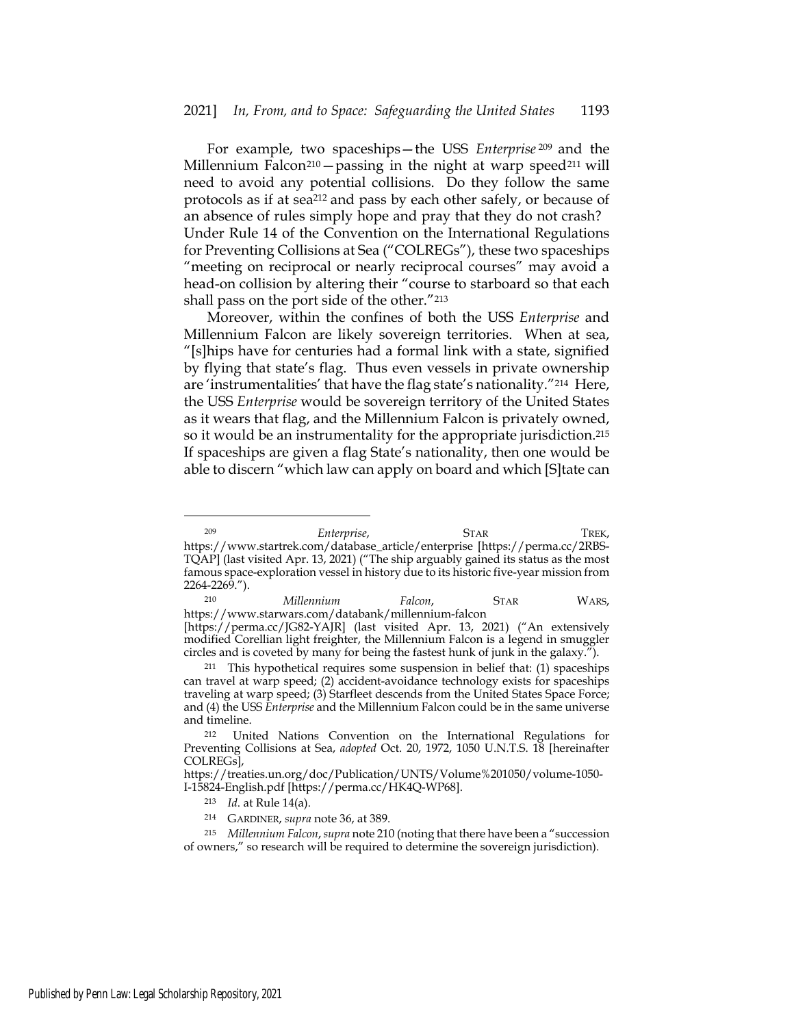For example, two spaceships—the USS *Enterprise*[209] and the Millennium Falcon[210]—passing in the night at warp speed[211] will need to avoid any potential collisions. Do they follow the same protocols as if at sea[212] and pass by each other safely, or because of an absence of rules simply hope and pray that they do not crash? Under Rule 14 of the Convention on the International Regulations for Preventing Collisions at Sea ("COLREGs"), these two spaceships "meeting on reciprocal or nearly reciprocal courses" may avoid a head-on collision by altering their "course to starboard so that each shall pass on the port side of the other."[213]

Moreover, within the confines of both the USS *Enterprise* and Millennium Falcon are likely sovereign territories. When at sea, "[s]hips have for centuries had a formal link with a state, signified by flying that state's flag. Thus even vessels in private ownership are 'instrumentalities' that have the flag state's nationality."[214] Here, the USS *Enterprise* would be sovereign territory of the United States as it wears that flag, and the Millennium Falcon is privately owned, so it would be an instrumentality for the appropriate jurisdiction.[215] If spaceships are given a flag State's nationality, then one would be able to discern "which law can apply on board and which [S]tate can

---

[209] *Enterprise*, STAR TREK, https://www.startrek.com/database_article/enterprise [https://perma.cc/2RBS-TQAP] (last visited Apr. 13, 2021) ("The ship arguably gained its status as the most famous space-exploration vessel in history due to its historic five-year mission from 2264-2269.").

[210] *Millennium Falcon*, STAR WARS, https://www.starwars.com/databank/millennium-falcon [https://perma.cc/JG82-YAJR] (last visited Apr. 13, 2021) ("An extensively modified Corellian light freighter, the Millennium Falcon is a legend in smuggler circles and is coveted by many for being the fastest hunk of junk in the galaxy.").

[211] This hypothetical requires some suspension in belief that: (1) spaceships can travel at warp speed; (2) accident-avoidance technology exists for spaceships traveling at warp speed; (3) Starfleet descends from the United States Space Force; and (4) the USS *Enterprise* and the Millennium Falcon could be in the same universe and timeline.

[212] United Nations Convention on the International Regulations for Preventing Collisions at Sea, *adopted* Oct. 20, 1972, 1050 U.N.T.S. 18 [hereinafter COLREGs], https://treaties.un.org/doc/Publication/UNTS/Volume%201050/volume-1050-I-15824-English.pdf [https://perma.cc/HK4Q-WP68].

[213] *Id.* at Rule 14(a).

[214] GARDINER, *supra* note 36, at 389.

[215] *Millennium Falcon*, *supra* note 210 (noting that there have been a "succession of owners," so research will be required to determine the sovereign jurisdiction).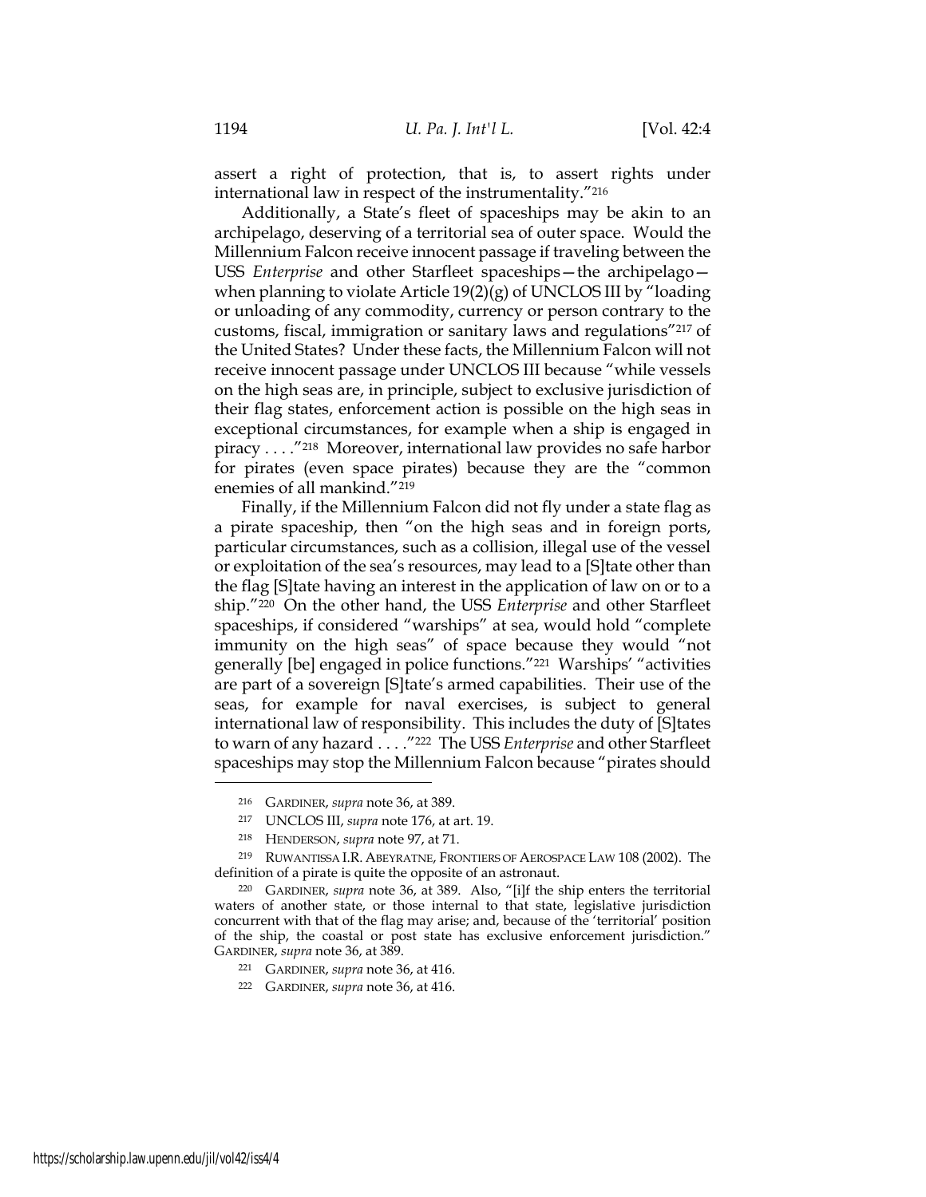assert a right of protection, that is, to assert rights under international law in respect of the instrumentality."[216]

Additionally, a State's fleet of spaceships may be akin to an archipelago, deserving of a territorial sea of outer space. Would the Millennium Falcon receive innocent passage if traveling between the USS *Enterprise* and other Starfleet spaceships—the archipelago—when planning to violate Article 19(2)(g) of UNCLOS III by "loading or unloading of any commodity, currency or person contrary to the customs, fiscal, immigration or sanitary laws and regulations"[217] of the United States? Under these facts, the Millennium Falcon will not receive innocent passage under UNCLOS III because "while vessels on the high seas are, in principle, subject to exclusive jurisdiction of their flag states, enforcement action is possible on the high seas in exceptional circumstances, for example when a ship is engaged in piracy . . . ."[218] Moreover, international law provides no safe harbor for pirates (even space pirates) because they are the "common enemies of all mankind."[219]

Finally, if the Millennium Falcon did not fly under a state flag as a pirate spaceship, then "on the high seas and in foreign ports, particular circumstances, such as a collision, illegal use of the vessel or exploitation of the sea's resources, may lead to a [S]tate other than the flag [S]tate having an interest in the application of law on or to a ship."[220] On the other hand, the USS *Enterprise* and other Starfleet spaceships, if considered "warships" at sea, would hold "complete immunity on the high seas" of space because they would "not generally [be] engaged in police functions."[221] Warships' "activities are part of a sovereign [S]tate's armed capabilities. Their use of the seas, for example for naval exercises, is subject to general international law of responsibility. This includes the duty of [S]tates to warn of any hazard . . . ."[222] The USS *Enterprise* and other Starfleet spaceships may stop the Millennium Falcon because "pirates should

---

[216] GARDINER, *supra* note 36, at 389.

[217] UNCLOS III, *supra* note 176, at art. 19.

[218] HENDERSON, *supra* note 97, at 71.

[219] RUWANTISSA I.R. ABEYRATNE, FRONTIERS OF AEROSPACE LAW 108 (2002). The definition of a pirate is quite the opposite of an astronaut.

[220] GARDINER, *supra* note 36, at 389. Also, "[i]f the ship enters the territorial waters of another state, or those internal to that state, legislative jurisdiction concurrent with that of the flag may arise; and, because of the 'territorial' position of the ship, the coastal or post state has exclusive enforcement jurisdiction." GARDINER, *supra* note 36, at 389.

[221] GARDINER, *supra* note 36, at 416.

[222] GARDINER, *supra* note 36, at 416.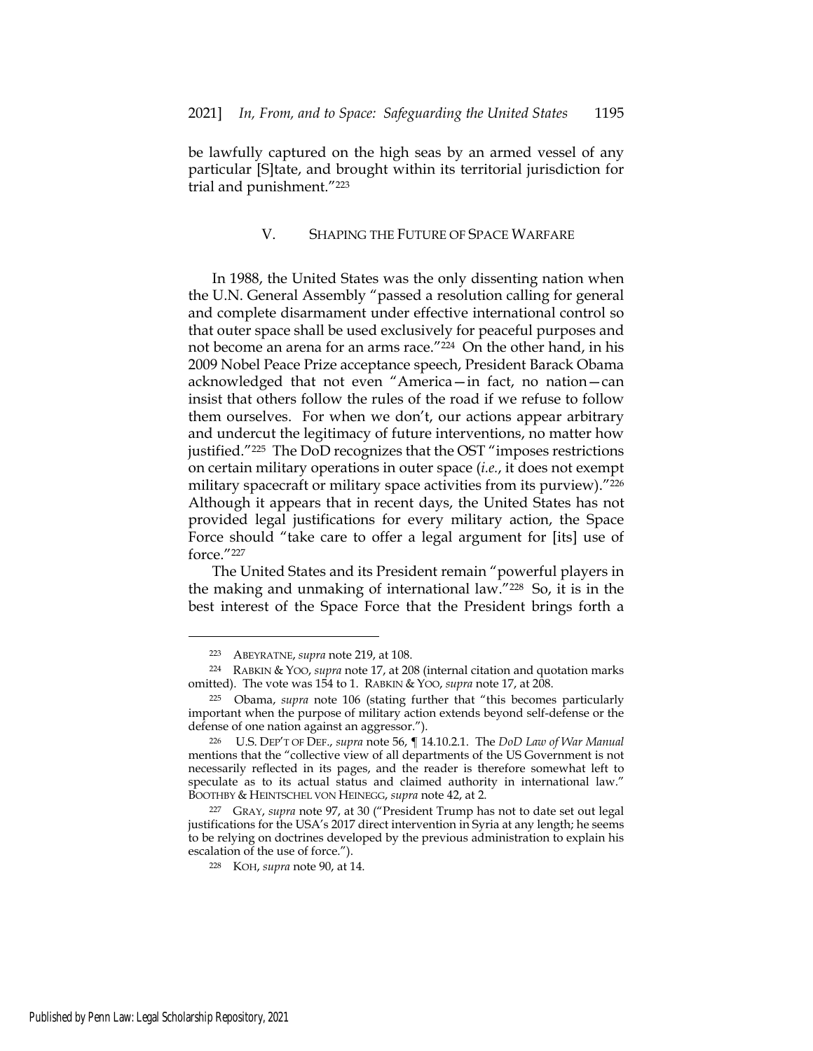be lawfully captured on the high seas by an armed vessel of any particular [S]tate, and brought within its territorial jurisdiction for trial and punishment."[223]

## V. SHAPING THE FUTURE OF SPACE WARFARE

In 1988, the United States was the only dissenting nation when the U.N. General Assembly "passed a resolution calling for general and complete disarmament under effective international control so that outer space shall be used exclusively for peaceful purposes and not become an arena for an arms race."[224] On the other hand, in his 2009 Nobel Peace Prize acceptance speech, President Barack Obama acknowledged that not even "America—in fact, no nation—can insist that others follow the rules of the road if we refuse to follow them ourselves. For when we don't, our actions appear arbitrary and undercut the legitimacy of future interventions, no matter how justified."[225] The DoD recognizes that the OST "imposes restrictions on certain military operations in outer space (*i.e.*, it does not exempt military spacecraft or military space activities from its purview)."[226] Although it appears that in recent days, the United States has not provided legal justifications for every military action, the Space Force should "take care to offer a legal argument for [its] use of force."[227]

The United States and its President remain "powerful players in the making and unmaking of international law."[228] So, it is in the best interest of the Space Force that the President brings forth a

---

[223] ABEYRATNE, *supra* note 219, at 108.

[224] RABKIN & YOO, *supra* note 17, at 208 (internal citation and quotation marks omitted). The vote was 154 to 1. RABKIN & YOO, *supra* note 17, at 208.

[225] Obama, *supra* note 106 (stating further that "this becomes particularly important when the purpose of military action extends beyond self-defense or the defense of one nation against an aggressor.").

[226] U.S. DEP'T OF DEF., *supra* note 56, ¶ 14.10.2.1. The *DoD Law of War Manual* mentions that the "collective view of all departments of the US Government is not necessarily reflected in its pages, and the reader is therefore somewhat left to speculate as to its actual status and claimed authority in international law." BOOTHBY & HEINTSCHEL VON HEINEGG, *supra* note 42, at 2.

[227] GRAY, *supra* note 97, at 30 ("President Trump has not to date set out legal justifications for the USA's 2017 direct intervention in Syria at any length; he seems to be relying on doctrines developed by the previous administration to explain his escalation of the use of force.").

[228] KOH, *supra* note 90, at 14.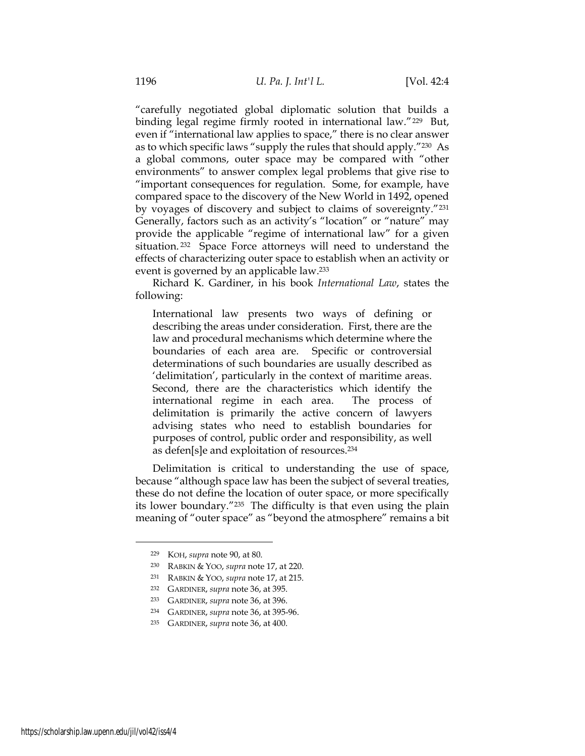"carefully negotiated global diplomatic solution that builds a binding legal regime firmly rooted in international law."[229] But, even if "international law applies to space," there is no clear answer as to which specific laws "supply the rules that should apply."[230] As a global commons, outer space may be compared with "other environments" to answer complex legal problems that give rise to "important consequences for regulation. Some, for example, have compared space to the discovery of the New World in 1492, opened by voyages of discovery and subject to claims of sovereignty."[231] Generally, factors such as an activity's "location" or "nature" may provide the applicable "regime of international law" for a given situation.[232] Space Force attorneys will need to understand the effects of characterizing outer space to establish when an activity or event is governed by an applicable law.[233]

Richard K. Gardiner, in his book *International Law*, states the following:

> International law presents two ways of defining or describing the areas under consideration. First, there are the law and procedural mechanisms which determine where the boundaries of each area are. Specific or controversial determinations of such boundaries are usually described as 'delimitation', particularly in the context of maritime areas. Second, there are the characteristics which identify the international regime in each area. The process of delimitation is primarily the active concern of lawyers advising states who need to establish boundaries for purposes of control, public order and responsibility, as well as defen[s]e and exploitation of resources.[234]

Delimitation is critical to understanding the use of space, because "although space law has been the subject of several treaties, these do not define the location of outer space, or more specifically its lower boundary."[235] The difficulty is that even using the plain meaning of "outer space" as "beyond the atmosphere" remains a bit

---

[229] KOH, *supra* note 90, at 80.

[230] RABKIN & YOO, *supra* note 17, at 220.

[231] RABKIN & YOO, *supra* note 17, at 215.

[232] GARDINER, *supra* note 36, at 395.

[233] GARDINER, *supra* note 36, at 396.

[234] GARDINER, *supra* note 36, at 395-96.

[235] GARDINER, *supra* note 36, at 400.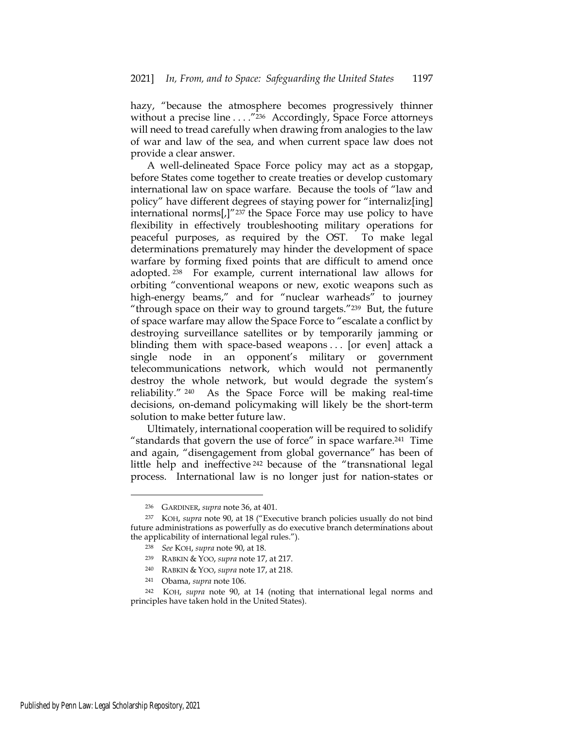hazy, "because the atmosphere becomes progressively thinner without a precise line . . . ."[236] Accordingly, Space Force attorneys will need to tread carefully when drawing from analogies to the law of war and law of the sea, and when current space law does not provide a clear answer.

A well-delineated Space Force policy may act as a stopgap, before States come together to create treaties or develop customary international law on space warfare. Because the tools of "law and policy" have different degrees of staying power for "internaliz[ing] international norms[,]"[237] the Space Force may use policy to have flexibility in effectively troubleshooting military operations for peaceful purposes, as required by the OST. To make legal determinations prematurely may hinder the development of space warfare by forming fixed points that are difficult to amend once adopted.[238] For example, current international law allows for orbiting "conventional weapons or new, exotic weapons such as high-energy beams," and for "nuclear warheads" to journey "through space on their way to ground targets."[239] But, the future of space warfare may allow the Space Force to "escalate a conflict by destroying surveillance satellites or by temporarily jamming or blinding them with space-based weapons . . . [or even] attack a single node in an opponent's military or government telecommunications network, which would not permanently destroy the whole network, but would degrade the system's reliability."[240] As the Space Force will be making real-time decisions, on-demand policymaking will likely be the short-term solution to make better future law.

Ultimately, international cooperation will be required to solidify "standards that govern the use of force" in space warfare.[241] Time and again, "disengagement from global governance" has been of little help and ineffective[242] because of the "transnational legal process. International law is no longer just for nation-states or

---

[236] GARDINER, *supra* note 36, at 401.

[237] KOH, *supra* note 90, at 18 ("Executive branch policies usually do not bind future administrations as powerfully as do executive branch determinations about the applicability of international legal rules.").

[238] *See* KOH, *supra* note 90, at 18.

[239] RABKIN & YOO, *supra* note 17, at 217.

[240] RABKIN & YOO, *supra* note 17, at 218.

[241] Obama, *supra* note 106.

[242] KOH, *supra* note 90, at 14 (noting that international legal norms and principles have taken hold in the United States).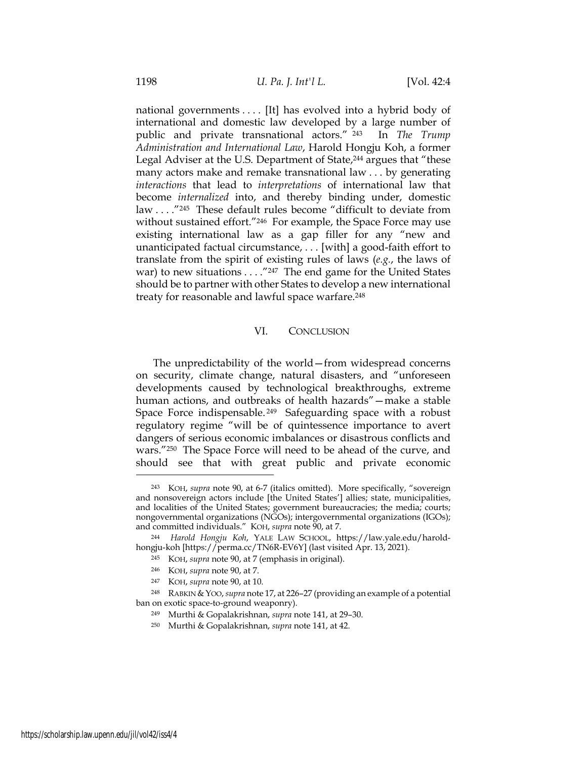national governments . . . . [It] has evolved into a hybrid body of international and domestic law developed by a large number of public and private transnational actors."[243] In *The Trump Administration and International Law*, Harold Hongju Koh, a former Legal Adviser at the U.S. Department of State,[244] argues that "these many actors make and remake transnational law . . . by generating *interactions* that lead to *interpretations* of international law that become *internalized* into, and thereby binding under, domestic law . . . ."[245] These default rules become "difficult to deviate from without sustained effort."[246] For example, the Space Force may use existing international law as a gap filler for any "new and unanticipated factual circumstance, . . . [with] a good-faith effort to translate from the spirit of existing rules of laws (*e.g.*, the laws of war) to new situations . . . ."[247] The end game for the United States should be to partner with other States to develop a new international treaty for reasonable and lawful space warfare.[248]

## VI. CONCLUSION

The unpredictability of the world—from widespread concerns on security, climate change, natural disasters, and "unforeseen developments caused by technological breakthroughs, extreme human actions, and outbreaks of health hazards"—make a stable Space Force indispensable.[249] Safeguarding space with a robust regulatory regime "will be of quintessence importance to avert dangers of serious economic imbalances or disastrous conflicts and wars."[250] The Space Force will need to be ahead of the curve, and should see that with great public and private economic

---

243 KOH, *supra* note 90, at 6-7 (italics omitted). More specifically, "sovereign and nonsovereign actors include [the United States'] allies; state, municipalities, and localities of the United States; government bureaucracies; the media; courts; nongovernmental organizations (NGOs); intergovernmental organizations (IGOs); and committed individuals." KOH, *supra* note 90, at 7.

244 *Harold Hongju Koh*, YALE LAW SCHOOL, https://law.yale.edu/harold-hongju-koh [https://perma.cc/TN6R-EV6Y] (last visited Apr. 13, 2021).

245 KOH, *supra* note 90, at 7 (emphasis in original).

246 KOH, *supra* note 90, at 7.

247 KOH, *supra* note 90, at 10.

248 RABKIN & YOO, *supra* note 17, at 226–27 (providing an example of a potential ban on exotic space-to-ground weaponry).

249 Murthi & Gopalakrishnan, *supra* note 141, at 29–30.

250 Murthi & Gopalakrishnan, *supra* note 141, at 42.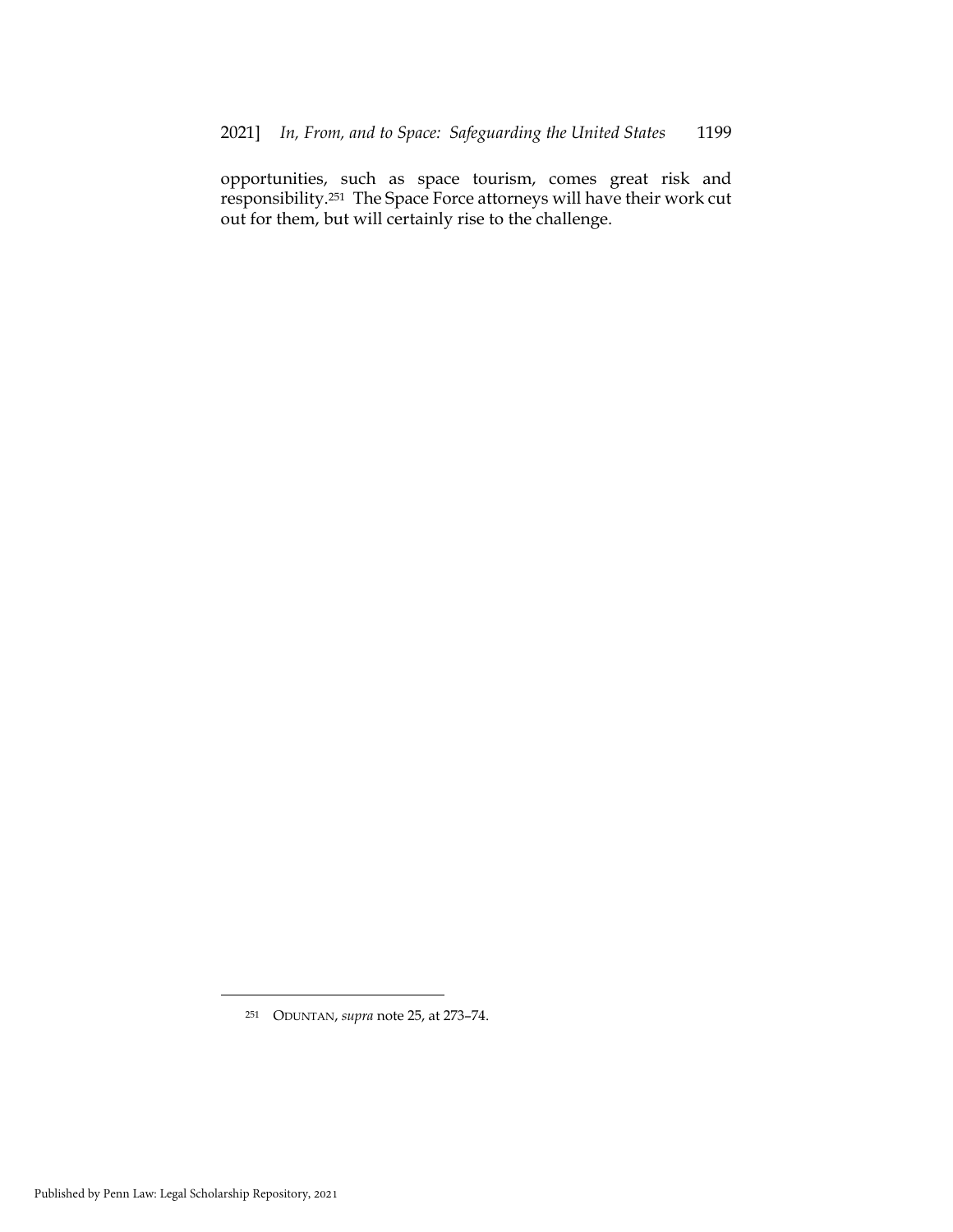opportunities, such as space tourism, comes great risk and responsibility.[251] The Space Force attorneys will have their work cut out for them, but will certainly rise to the challenge.

---

[251] ODUNTAN, *supra* note 25, at 273–74.